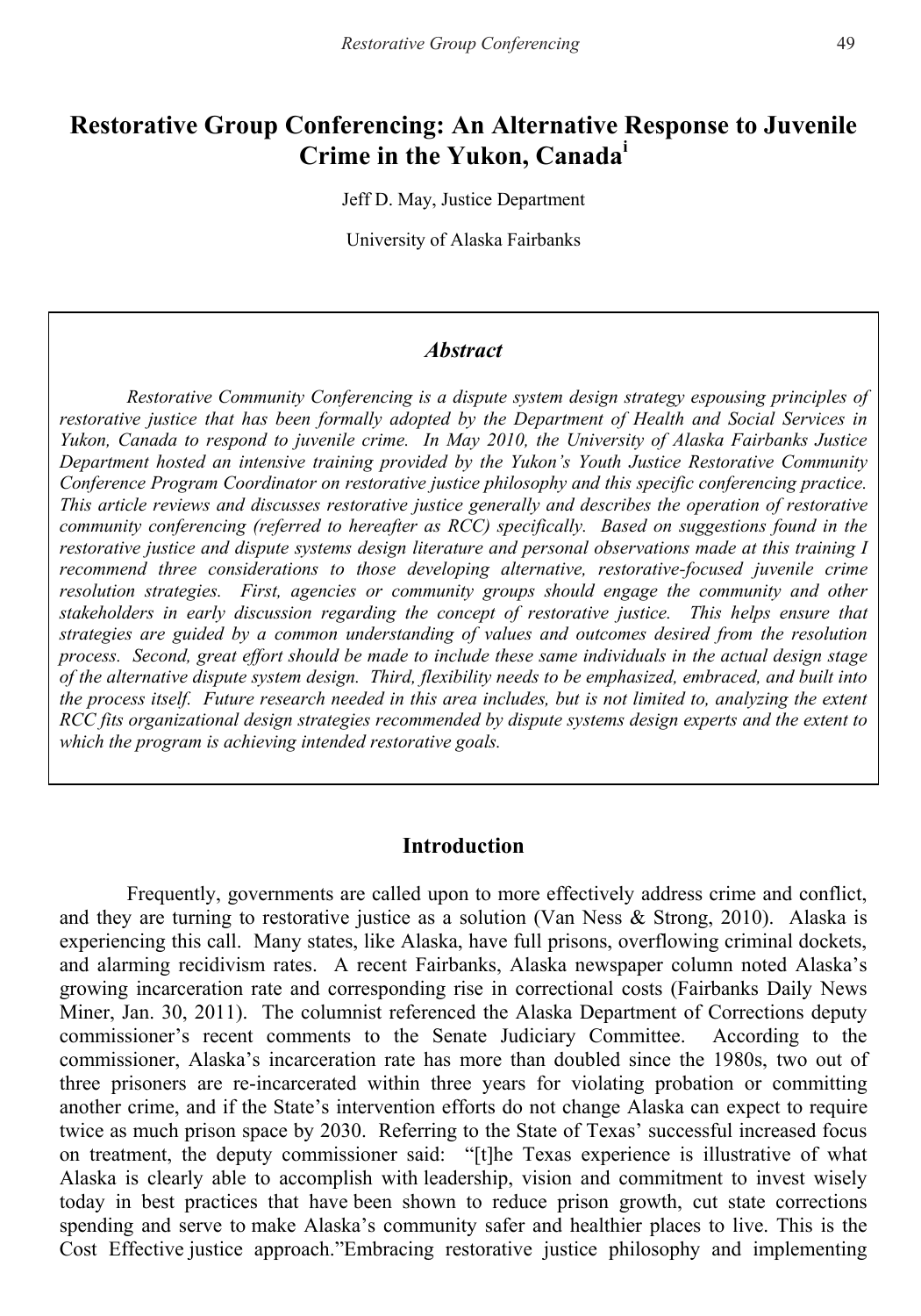# Restorative Group Conferencing: An Alternative Response to Juvenile Crime in the Yukon, Canada[i]

Jeff D. May, Justice Department

University of Alaska Fairbanks

### *Abstract*

*Restorative Community Conferencing is a dispute system design strategy espousing principles of restorative justice that has been formally adopted by the Department of Health and Social Services in Yukon, Canada to respond to juvenile crime. In May 2010, the University of Alaska Fairbanks Justice Department hosted an intensive training provided by the Yukon's Youth Justice Restorative Community Conference Program Coordinator on restorative justice philosophy and this specific conferencing practice. This article reviews and discusses restorative justice generally and describes the operation of restorative community conferencing (referred to hereafter as RCC) specifically. Based on suggestions found in the restorative justice and dispute systems design literature and personal observations made at this training I recommend three considerations to those developing alternative, restorative-focused juvenile crime resolution strategies. First, agencies or community groups should engage the community and other stakeholders in early discussion regarding the concept of restorative justice. This helps ensure that strategies are guided by a common understanding of values and outcomes desired from the resolution process. Second, great effort should be made to include these same individuals in the actual design stage of the alternative dispute system design. Third, flexibility needs to be emphasized, embraced, and built into the process itself. Future research needed in this area includes, but is not limited to, analyzing the extent RCC fits organizational design strategies recommended by dispute systems design experts and the extent to which the program is achieving intended restorative goals.*

## Introduction

Frequently, governments are called upon to more effectively address crime and conflict, and they are turning to restorative justice as a solution (Van Ness & Strong, 2010). Alaska is experiencing this call. Many states, like Alaska, have full prisons, overflowing criminal dockets, and alarming recidivism rates. A recent Fairbanks, Alaska newspaper column noted Alaska's growing incarceration rate and corresponding rise in correctional costs (Fairbanks Daily News Miner, Jan. 30, 2011). The columnist referenced the Alaska Department of Corrections deputy commissioner's recent comments to the Senate Judiciary Committee. According to the commissioner, Alaska's incarceration rate has more than doubled since the 1980s, two out of three prisoners are re-incarcerated within three years for violating probation or committing another crime, and if the State's intervention efforts do not change Alaska can expect to require twice as much prison space by 2030. Referring to the State of Texas' successful increased focus on treatment, the deputy commissioner said: "[t]he Texas experience is illustrative of what Alaska is clearly able to accomplish with leadership, vision and commitment to invest wisely today in best practices that have been shown to reduce prison growth, cut state corrections spending and serve to make Alaska's community safer and healthier places to live. This is the Cost Effective justice approach."Embracing restorative justice philosophy and implementing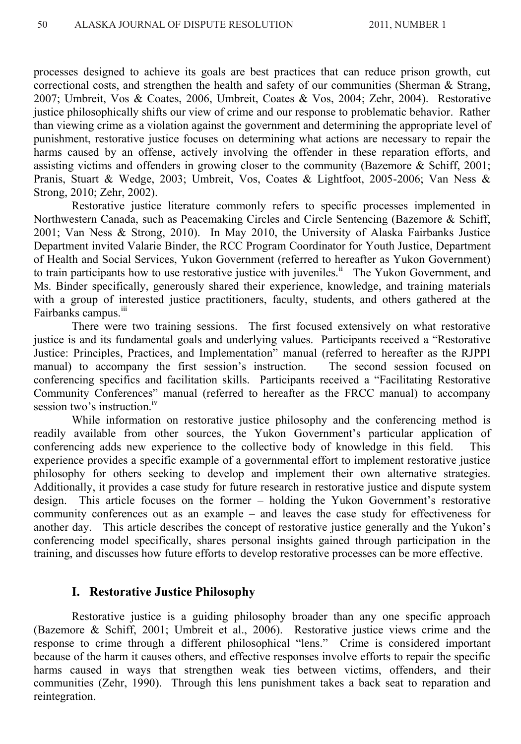processes designed to achieve its goals are best practices that can reduce prison growth, cut correctional costs, and strengthen the health and safety of our communities (Sherman & Strang, 2007; Umbreit, Vos & Coates, 2006, Umbreit, Coates & Vos, 2004; Zehr, 2004). Restorative justice philosophically shifts our view of crime and our response to problematic behavior. Rather than viewing crime as a violation against the government and determining the appropriate level of punishment, restorative justice focuses on determining what actions are necessary to repair the harms caused by an offense, actively involving the offender in these reparation efforts, and assisting victims and offenders in growing closer to the community (Bazemore & Schiff, 2001; Pranis, Stuart & Wedge, 2003; Umbreit, Vos, Coates & Lightfoot, 2005-2006; Van Ness & Strong, 2010; Zehr, 2002).

Restorative justice literature commonly refers to specific processes implemented in Northwestern Canada, such as Peacemaking Circles and Circle Sentencing (Bazemore & Schiff, 2001; Van Ness & Strong, 2010). In May 2010, the University of Alaska Fairbanks Justice Department invited Valarie Binder, the RCC Program Coordinator for Youth Justice, Department of Health and Social Services, Yukon Government (referred to hereafter as Yukon Government) to train participants how to use restorative justice with juveniles.[ii] The Yukon Government, and Ms. Binder specifically, generously shared their experience, knowledge, and training materials with a group of interested justice practitioners, faculty, students, and others gathered at the Fairbanks campus.[iii]

There were two training sessions. The first focused extensively on what restorative justice is and its fundamental goals and underlying values. Participants received a "Restorative Justice: Principles, Practices, and Implementation" manual (referred to hereafter as the RJPPI manual) to accompany the first session's instruction. The second session focused on conferencing specifics and facilitation skills. Participants received a "Facilitating Restorative Community Conferences" manual (referred to hereafter as the FRCC manual) to accompany session two's instruction.[iv]

While information on restorative justice philosophy and the conferencing method is readily available from other sources, the Yukon Government's particular application of conferencing adds new experience to the collective body of knowledge in this field. This experience provides a specific example of a governmental effort to implement restorative justice philosophy for others seeking to develop and implement their own alternative strategies. Additionally, it provides a case study for future research in restorative justice and dispute system design. This article focuses on the former – holding the Yukon Government's restorative community conferences out as an example – and leaves the case study for effectiveness for another day. This article describes the concept of restorative justice generally and the Yukon's conferencing model specifically, shares personal insights gained through participation in the training, and discusses how future efforts to develop restorative processes can be more effective.

## I. Restorative Justice Philosophy

Restorative justice is a guiding philosophy broader than any one specific approach (Bazemore & Schiff, 2001; Umbreit et al., 2006). Restorative justice views crime and the response to crime through a different philosophical "lens." Crime is considered important because of the harm it causes others, and effective responses involve efforts to repair the specific harms caused in ways that strengthen weak ties between victims, offenders, and their communities (Zehr, 1990). Through this lens punishment takes a back seat to reparation and reintegration.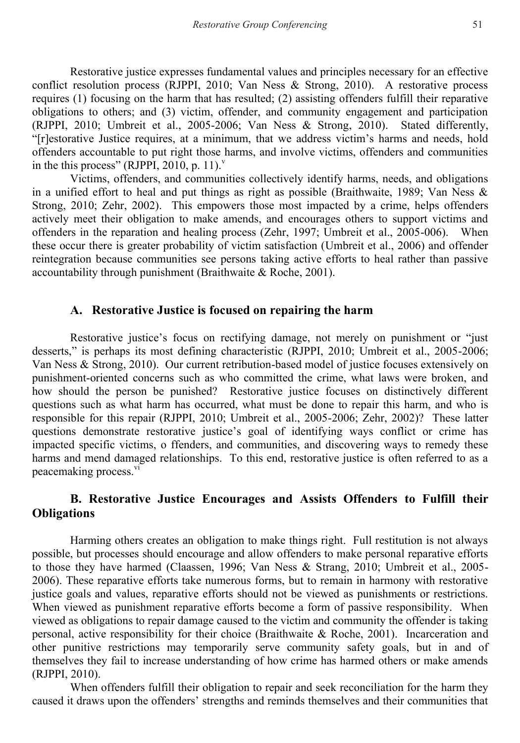Restorative justice expresses fundamental values and principles necessary for an effective conflict resolution process (RJPPI, 2010; Van Ness & Strong, 2010). A restorative process requires (1) focusing on the harm that has resulted; (2) assisting offenders fulfill their reparative obligations to others; and (3) victim, offender, and community engagement and participation (RJPPI, 2010; Umbreit et al., 2005-2006; Van Ness & Strong, 2010). Stated differently, "[r]estorative Justice requires, at a minimum, that we address victim's harms and needs, hold offenders accountable to put right those harms, and involve victims, offenders and communities in the this process" (RJPPI, 2010, p. 11).[v]

Victims, offenders, and communities collectively identify harms, needs, and obligations in a unified effort to heal and put things as right as possible (Braithwaite, 1989; Van Ness & Strong, 2010; Zehr, 2002). This empowers those most impacted by a crime, helps offenders actively meet their obligation to make amends, and encourages others to support victims and offenders in the reparation and healing process (Zehr, 1997; Umbreit et al., 2005-006). When these occur there is greater probability of victim satisfaction (Umbreit et al., 2006) and offender reintegration because communities see persons taking active efforts to heal rather than passive accountability through punishment (Braithwaite & Roche, 2001).

### A. Restorative Justice is focused on repairing the harm

Restorative justice's focus on rectifying damage, not merely on punishment or "just desserts," is perhaps its most defining characteristic (RJPPI, 2010; Umbreit et al., 2005-2006; Van Ness & Strong, 2010). Our current retribution-based model of justice focuses extensively on punishment-oriented concerns such as who committed the crime, what laws were broken, and how should the person be punished? Restorative justice focuses on distinctively different questions such as what harm has occurred, what must be done to repair this harm, and who is responsible for this repair (RJPPI, 2010; Umbreit et al., 2005-2006; Zehr, 2002)? These latter questions demonstrate restorative justice's goal of identifying ways conflict or crime has impacted specific victims, o ffenders, and communities, and discovering ways to remedy these harms and mend damaged relationships. To this end, restorative justice is often referred to as a peacemaking process.[vi]

### B. Restorative Justice Encourages and Assists Offenders to Fulfill their Obligations

Harming others creates an obligation to make things right. Full restitution is not always possible, but processes should encourage and allow offenders to make personal reparative efforts to those they have harmed (Claassen, 1996; Van Ness & Strang, 2010; Umbreit et al., 2005-2006). These reparative efforts take numerous forms, but to remain in harmony with restorative justice goals and values, reparative efforts should not be viewed as punishments or restrictions. When viewed as punishment reparative efforts become a form of passive responsibility. When viewed as obligations to repair damage caused to the victim and community the offender is taking personal, active responsibility for their choice (Braithwaite & Roche, 2001). Incarceration and other punitive restrictions may temporarily serve community safety goals, but in and of themselves they fail to increase understanding of how crime has harmed others or make amends (RJPPI, 2010).

When offenders fulfill their obligation to repair and seek reconciliation for the harm they caused it draws upon the offenders' strengths and reminds themselves and their communities that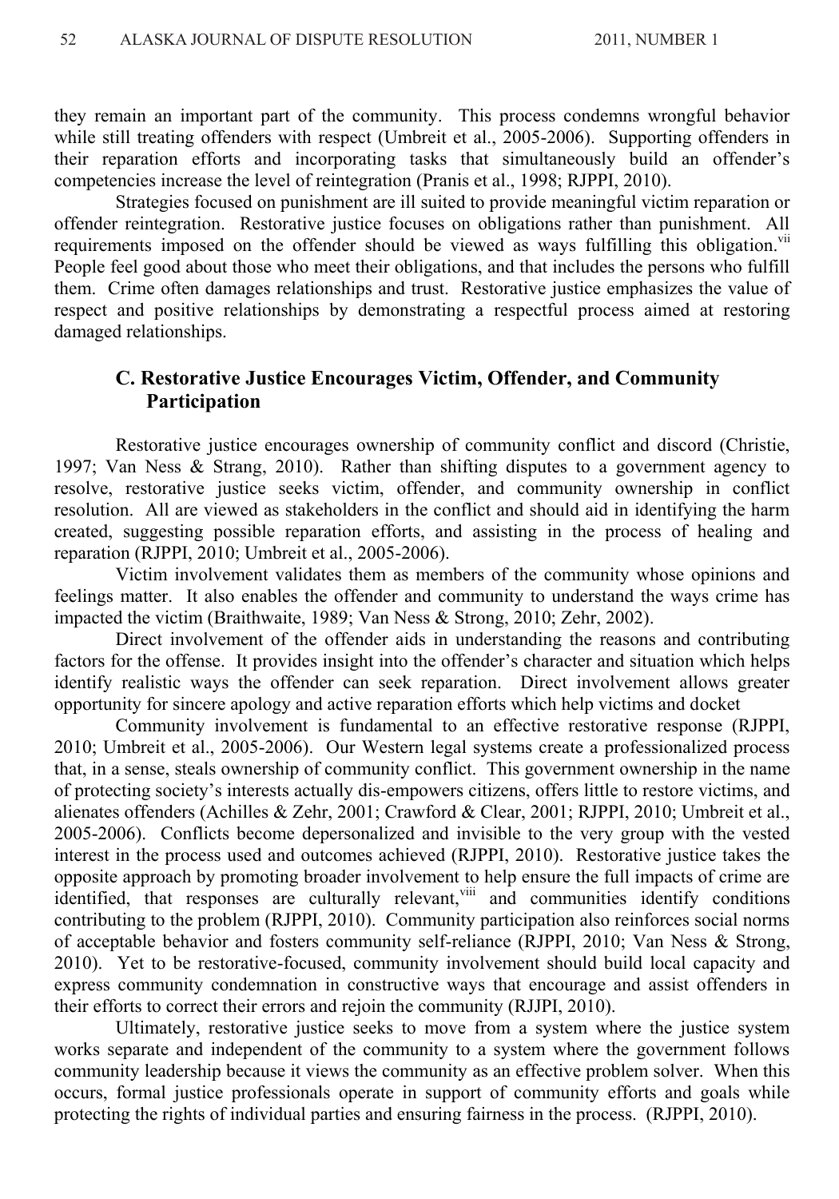they remain an important part of the community. This process condemns wrongful behavior while still treating offenders with respect (Umbreit et al., 2005-2006). Supporting offenders in their reparation efforts and incorporating tasks that simultaneously build an offender's competencies increase the level of reintegration (Pranis et al., 1998; RJPPI, 2010).

Strategies focused on punishment are ill suited to provide meaningful victim reparation or offender reintegration. Restorative justice focuses on obligations rather than punishment. All requirements imposed on the offender should be viewed as ways fulfilling this obligation.[vii] People feel good about those who meet their obligations, and that includes the persons who fulfill them. Crime often damages relationships and trust. Restorative justice emphasizes the value of respect and positive relationships by demonstrating a respectful process aimed at restoring damaged relationships.

## C. Restorative Justice Encourages Victim, Offender, and Community Participation

Restorative justice encourages ownership of community conflict and discord (Christie, 1997; Van Ness & Strang, 2010). Rather than shifting disputes to a government agency to resolve, restorative justice seeks victim, offender, and community ownership in conflict resolution. All are viewed as stakeholders in the conflict and should aid in identifying the harm created, suggesting possible reparation efforts, and assisting in the process of healing and reparation (RJPPI, 2010; Umbreit et al., 2005-2006).

Victim involvement validates them as members of the community whose opinions and feelings matter. It also enables the offender and community to understand the ways crime has impacted the victim (Braithwaite, 1989; Van Ness & Strong, 2010; Zehr, 2002).

Direct involvement of the offender aids in understanding the reasons and contributing factors for the offense. It provides insight into the offender's character and situation which helps identify realistic ways the offender can seek reparation. Direct involvement allows greater opportunity for sincere apology and active reparation efforts which help victims and docket

Community involvement is fundamental to an effective restorative response (RJPPI, 2010; Umbreit et al., 2005-2006). Our Western legal systems create a professionalized process that, in a sense, steals ownership of community conflict. This government ownership in the name of protecting society's interests actually dis-empowers citizens, offers little to restore victims, and alienates offenders (Achilles & Zehr, 2001; Crawford & Clear, 2001; RJPPI, 2010; Umbreit et al., 2005-2006). Conflicts become depersonalized and invisible to the very group with the vested interest in the process used and outcomes achieved (RJPPI, 2010). Restorative justice takes the opposite approach by promoting broader involvement to help ensure the full impacts of crime are identified, that responses are culturally relevant,[viii] and communities identify conditions contributing to the problem (RJPPI, 2010). Community participation also reinforces social norms of acceptable behavior and fosters community self-reliance (RJPPI, 2010; Van Ness & Strong, 2010). Yet to be restorative-focused, community involvement should build local capacity and express community condemnation in constructive ways that encourage and assist offenders in their efforts to correct their errors and rejoin the community (RJJPI, 2010).

Ultimately, restorative justice seeks to move from a system where the justice system works separate and independent of the community to a system where the government follows community leadership because it views the community as an effective problem solver. When this occurs, formal justice professionals operate in support of community efforts and goals while protecting the rights of individual parties and ensuring fairness in the process. (RJPPI, 2010).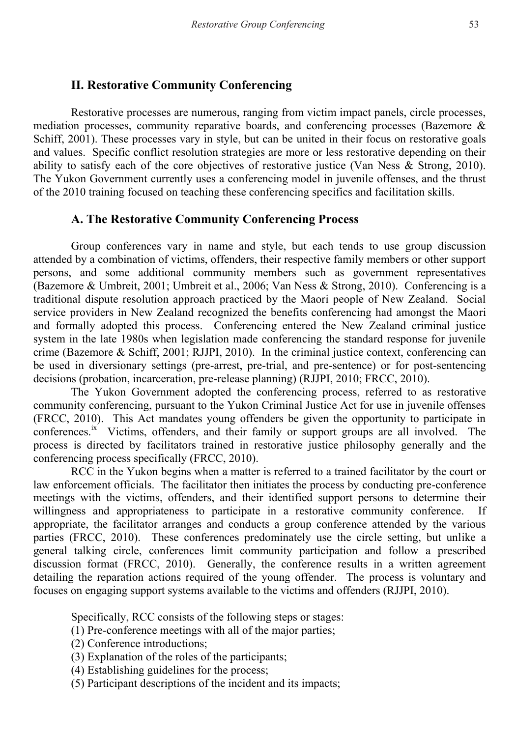## II. Restorative Community Conferencing

Restorative processes are numerous, ranging from victim impact panels, circle processes, mediation processes, community reparative boards, and conferencing processes (Bazemore & Schiff, 2001). These processes vary in style, but can be united in their focus on restorative goals and values. Specific conflict resolution strategies are more or less restorative depending on their ability to satisfy each of the core objectives of restorative justice (Van Ness & Strong, 2010). The Yukon Government currently uses a conferencing model in juvenile offenses, and the thrust of the 2010 training focused on teaching these conferencing specifics and facilitation skills.

### A. The Restorative Community Conferencing Process

Group conferences vary in name and style, but each tends to use group discussion attended by a combination of victims, offenders, their respective family members or other support persons, and some additional community members such as government representatives (Bazemore & Umbreit, 2001; Umbreit et al., 2006; Van Ness & Strong, 2010). Conferencing is a traditional dispute resolution approach practiced by the Maori people of New Zealand. Social service providers in New Zealand recognized the benefits conferencing had amongst the Maori and formally adopted this process. Conferencing entered the New Zealand criminal justice system in the late 1980s when legislation made conferencing the standard response for juvenile crime (Bazemore & Schiff, 2001; RJJPI, 2010). In the criminal justice context, conferencing can be used in diversionary settings (pre-arrest, pre-trial, and pre-sentence) or for post-sentencing decisions (probation, incarceration, pre-release planning) (RJJPI, 2010; FRCC, 2010).

The Yukon Government adopted the conferencing process, referred to as restorative community conferencing, pursuant to the Yukon Criminal Justice Act for use in juvenile offenses (FRCC, 2010). This Act mandates young offenders be given the opportunity to participate in conferences.[ix] Victims, offenders, and their family or support groups are all involved. The process is directed by facilitators trained in restorative justice philosophy generally and the conferencing process specifically (FRCC, 2010).

RCC in the Yukon begins when a matter is referred to a trained facilitator by the court or law enforcement officials. The facilitator then initiates the process by conducting pre-conference meetings with the victims, offenders, and their identified support persons to determine their willingness and appropriateness to participate in a restorative community conference. If appropriate, the facilitator arranges and conducts a group conference attended by the various parties (FRCC, 2010). These conferences predominately use the circle setting, but unlike a general talking circle, conferences limit community participation and follow a prescribed discussion format (FRCC, 2010). Generally, the conference results in a written agreement detailing the reparation actions required of the young offender. The process is voluntary and focuses on engaging support systems available to the victims and offenders (RJJPI, 2010).

Specifically, RCC consists of the following steps or stages:
(1) Pre-conference meetings with all of the major parties;
(2) Conference introductions;
(3) Explanation of the roles of the participants;
(4) Establishing guidelines for the process;
(5) Participant descriptions of the incident and its impacts;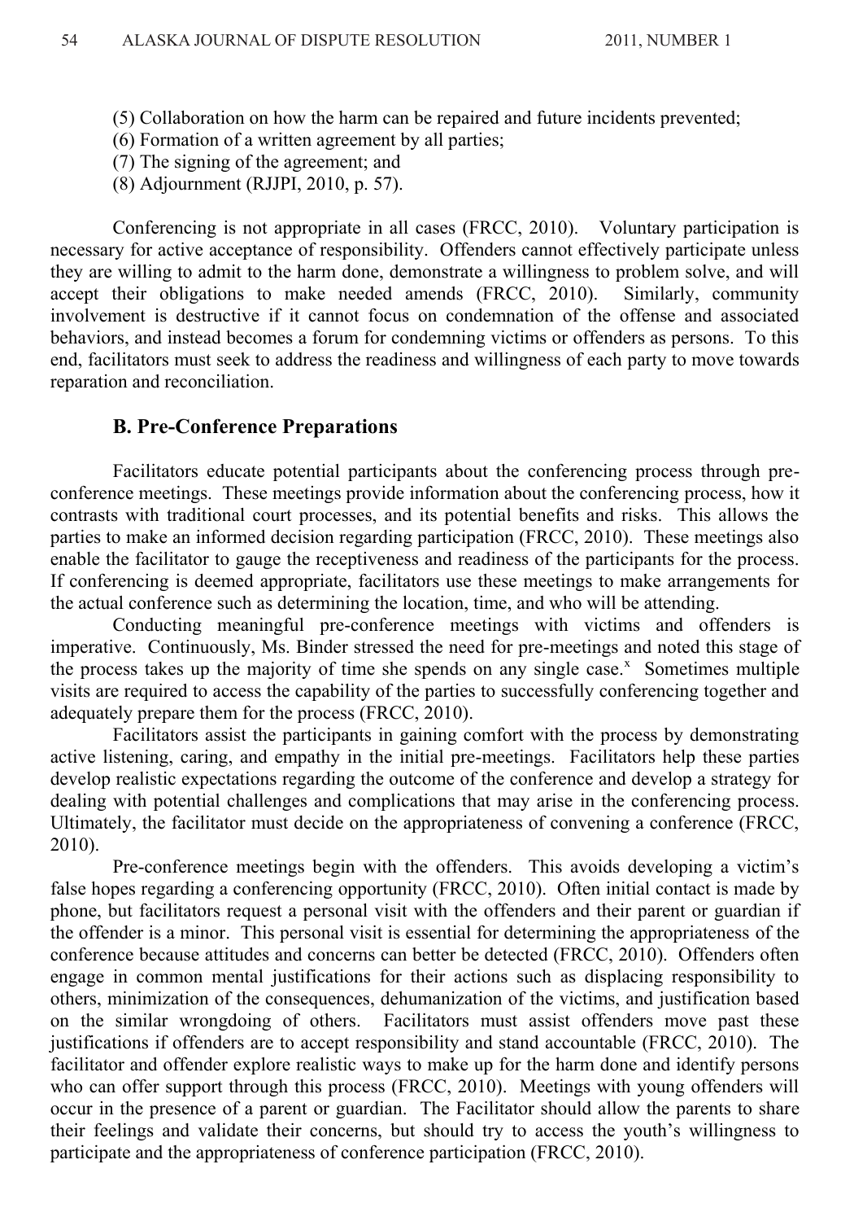(5) Collaboration on how the harm can be repaired and future incidents prevented;
(6) Formation of a written agreement by all parties;
(7) The signing of the agreement; and
(8) Adjournment (RJJPI, 2010, p. 57).

Conferencing is not appropriate in all cases (FRCC, 2010). Voluntary participation is necessary for active acceptance of responsibility. Offenders cannot effectively participate unless they are willing to admit to the harm done, demonstrate a willingness to problem solve, and will accept their obligations to make needed amends (FRCC, 2010). Similarly, community involvement is destructive if it cannot focus on condemnation of the offense and associated behaviors, and instead becomes a forum for condemning victims or offenders as persons. To this end, facilitators must seek to address the readiness and willingness of each party to move towards reparation and reconciliation.

### B. Pre-Conference Preparations

Facilitators educate potential participants about the conferencing process through pre-conference meetings. These meetings provide information about the conferencing process, how it contrasts with traditional court processes, and its potential benefits and risks. This allows the parties to make an informed decision regarding participation (FRCC, 2010). These meetings also enable the facilitator to gauge the receptiveness and readiness of the participants for the process. If conferencing is deemed appropriate, facilitators use these meetings to make arrangements for the actual conference such as determining the location, time, and who will be attending.

Conducting meaningful pre-conference meetings with victims and offenders is imperative. Continuously, Ms. Binder stressed the need for pre-meetings and noted this stage of the process takes up the majority of time she spends on any single case.[x] Sometimes multiple visits are required to access the capability of the parties to successfully conferencing together and adequately prepare them for the process (FRCC, 2010).

Facilitators assist the participants in gaining comfort with the process by demonstrating active listening, caring, and empathy in the initial pre-meetings. Facilitators help these parties develop realistic expectations regarding the outcome of the conference and develop a strategy for dealing with potential challenges and complications that may arise in the conferencing process. Ultimately, the facilitator must decide on the appropriateness of convening a conference (FRCC, 2010).

Pre-conference meetings begin with the offenders. This avoids developing a victim's false hopes regarding a conferencing opportunity (FRCC, 2010). Often initial contact is made by phone, but facilitators request a personal visit with the offenders and their parent or guardian if the offender is a minor. This personal visit is essential for determining the appropriateness of the conference because attitudes and concerns can better be detected (FRCC, 2010). Offenders often engage in common mental justifications for their actions such as displacing responsibility to others, minimization of the consequences, dehumanization of the victims, and justification based on the similar wrongdoing of others. Facilitators must assist offenders move past these justifications if offenders are to accept responsibility and stand accountable (FRCC, 2010). The facilitator and offender explore realistic ways to make up for the harm done and identify persons who can offer support through this process (FRCC, 2010). Meetings with young offenders will occur in the presence of a parent or guardian. The Facilitator should allow the parents to share their feelings and validate their concerns, but should try to access the youth's willingness to participate and the appropriateness of conference participation (FRCC, 2010).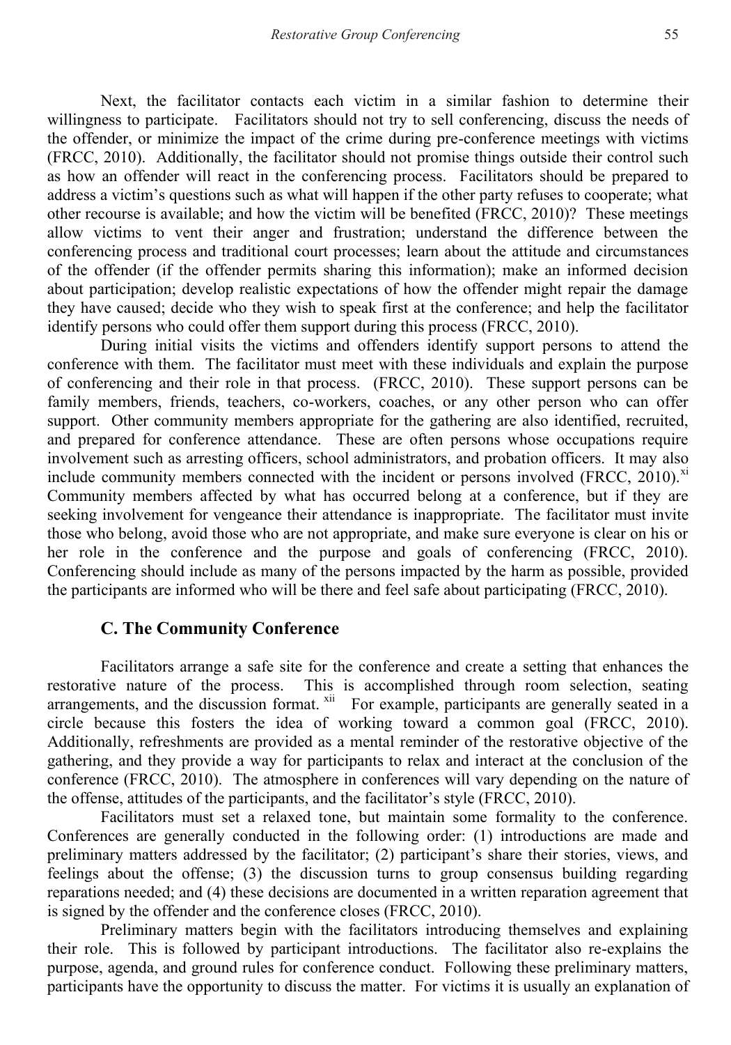Next, the facilitator contacts each victim in a similar fashion to determine their willingness to participate. Facilitators should not try to sell conferencing, discuss the needs of the offender, or minimize the impact of the crime during pre-conference meetings with victims (FRCC, 2010). Additionally, the facilitator should not promise things outside their control such as how an offender will react in the conferencing process. Facilitators should be prepared to address a victim's questions such as what will happen if the other party refuses to cooperate; what other recourse is available; and how the victim will be benefited (FRCC, 2010)? These meetings allow victims to vent their anger and frustration; understand the difference between the conferencing process and traditional court processes; learn about the attitude and circumstances of the offender (if the offender permits sharing this information); make an informed decision about participation; develop realistic expectations of how the offender might repair the damage they have caused; decide who they wish to speak first at the conference; and help the facilitator identify persons who could offer them support during this process (FRCC, 2010).

During initial visits the victims and offenders identify support persons to attend the conference with them. The facilitator must meet with these individuals and explain the purpose of conferencing and their role in that process. (FRCC, 2010). These support persons can be family members, friends, teachers, co-workers, coaches, or any other person who can offer support. Other community members appropriate for the gathering are also identified, recruited, and prepared for conference attendance. These are often persons whose occupations require involvement such as arresting officers, school administrators, and probation officers. It may also include community members connected with the incident or persons involved (FRCC, 2010).[xi] Community members affected by what has occurred belong at a conference, but if they are seeking involvement for vengeance their attendance is inappropriate. The facilitator must invite those who belong, avoid those who are not appropriate, and make sure everyone is clear on his or her role in the conference and the purpose and goals of conferencing (FRCC, 2010). Conferencing should include as many of the persons impacted by the harm as possible, provided the participants are informed who will be there and feel safe about participating (FRCC, 2010).

### C. The Community Conference

Facilitators arrange a safe site for the conference and create a setting that enhances the restorative nature of the process. This is accomplished through room selection, seating arrangements, and the discussion format.[xii] For example, participants are generally seated in a circle because this fosters the idea of working toward a common goal (FRCC, 2010). Additionally, refreshments are provided as a mental reminder of the restorative objective of the gathering, and they provide a way for participants to relax and interact at the conclusion of the conference (FRCC, 2010). The atmosphere in conferences will vary depending on the nature of the offense, attitudes of the participants, and the facilitator's style (FRCC, 2010).

Facilitators must set a relaxed tone, but maintain some formality to the conference. Conferences are generally conducted in the following order: (1) introductions are made and preliminary matters addressed by the facilitator; (2) participant's share their stories, views, and feelings about the offense; (3) the discussion turns to group consensus building regarding reparations needed; and (4) these decisions are documented in a written reparation agreement that is signed by the offender and the conference closes (FRCC, 2010).

Preliminary matters begin with the facilitators introducing themselves and explaining their role. This is followed by participant introductions. The facilitator also re-explains the purpose, agenda, and ground rules for conference conduct. Following these preliminary matters, participants have the opportunity to discuss the matter. For victims it is usually an explanation of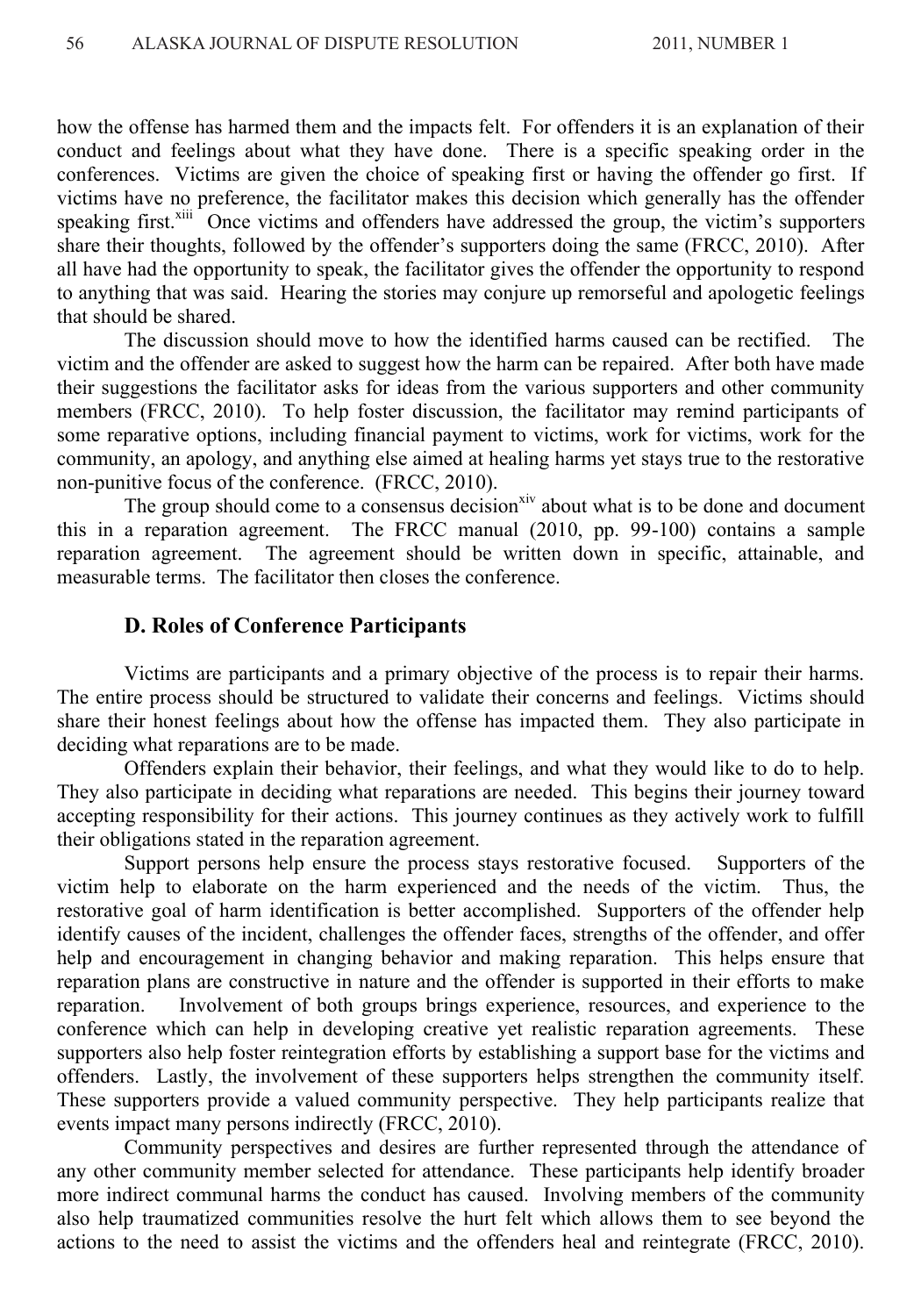how the offense has harmed them and the impacts felt. For offenders it is an explanation of their conduct and feelings about what they have done. There is a specific speaking order in the conferences. Victims are given the choice of speaking first or having the offender go first. If victims have no preference, the facilitator makes this decision which generally has the offender speaking first.[xiii] Once victims and offenders have addressed the group, the victim's supporters share their thoughts, followed by the offender's supporters doing the same (FRCC, 2010). After all have had the opportunity to speak, the facilitator gives the offender the opportunity to respond to anything that was said. Hearing the stories may conjure up remorseful and apologetic feelings that should be shared.

The discussion should move to how the identified harms caused can be rectified. The victim and the offender are asked to suggest how the harm can be repaired. After both have made their suggestions the facilitator asks for ideas from the various supporters and other community members (FRCC, 2010). To help foster discussion, the facilitator may remind participants of some reparative options, including financial payment to victims, work for victims, work for the community, an apology, and anything else aimed at healing harms yet stays true to the restorative non-punitive focus of the conference. (FRCC, 2010).

The group should come to a consensus decision[xiv] about what is to be done and document this in a reparation agreement. The FRCC manual (2010, pp. 99-100) contains a sample reparation agreement. The agreement should be written down in specific, attainable, and measurable terms. The facilitator then closes the conference.

### D. Roles of Conference Participants

Victims are participants and a primary objective of the process is to repair their harms. The entire process should be structured to validate their concerns and feelings. Victims should share their honest feelings about how the offense has impacted them. They also participate in deciding what reparations are to be made.

Offenders explain their behavior, their feelings, and what they would like to do to help. They also participate in deciding what reparations are needed. This begins their journey toward accepting responsibility for their actions. This journey continues as they actively work to fulfill their obligations stated in the reparation agreement.

Support persons help ensure the process stays restorative focused. Supporters of the victim help to elaborate on the harm experienced and the needs of the victim. Thus, the restorative goal of harm identification is better accomplished. Supporters of the offender help identify causes of the incident, challenges the offender faces, strengths of the offender, and offer help and encouragement in changing behavior and making reparation. This helps ensure that reparation plans are constructive in nature and the offender is supported in their efforts to make reparation. Involvement of both groups brings experience, resources, and experience to the conference which can help in developing creative yet realistic reparation agreements. These supporters also help foster reintegration efforts by establishing a support base for the victims and offenders. Lastly, the involvement of these supporters helps strengthen the community itself. These supporters provide a valued community perspective. They help participants realize that events impact many persons indirectly (FRCC, 2010).

Community perspectives and desires are further represented through the attendance of any other community member selected for attendance. These participants help identify broader more indirect communal harms the conduct has caused. Involving members of the community also help traumatized communities resolve the hurt felt which allows them to see beyond the actions to the need to assist the victims and the offenders heal and reintegrate (FRCC, 2010).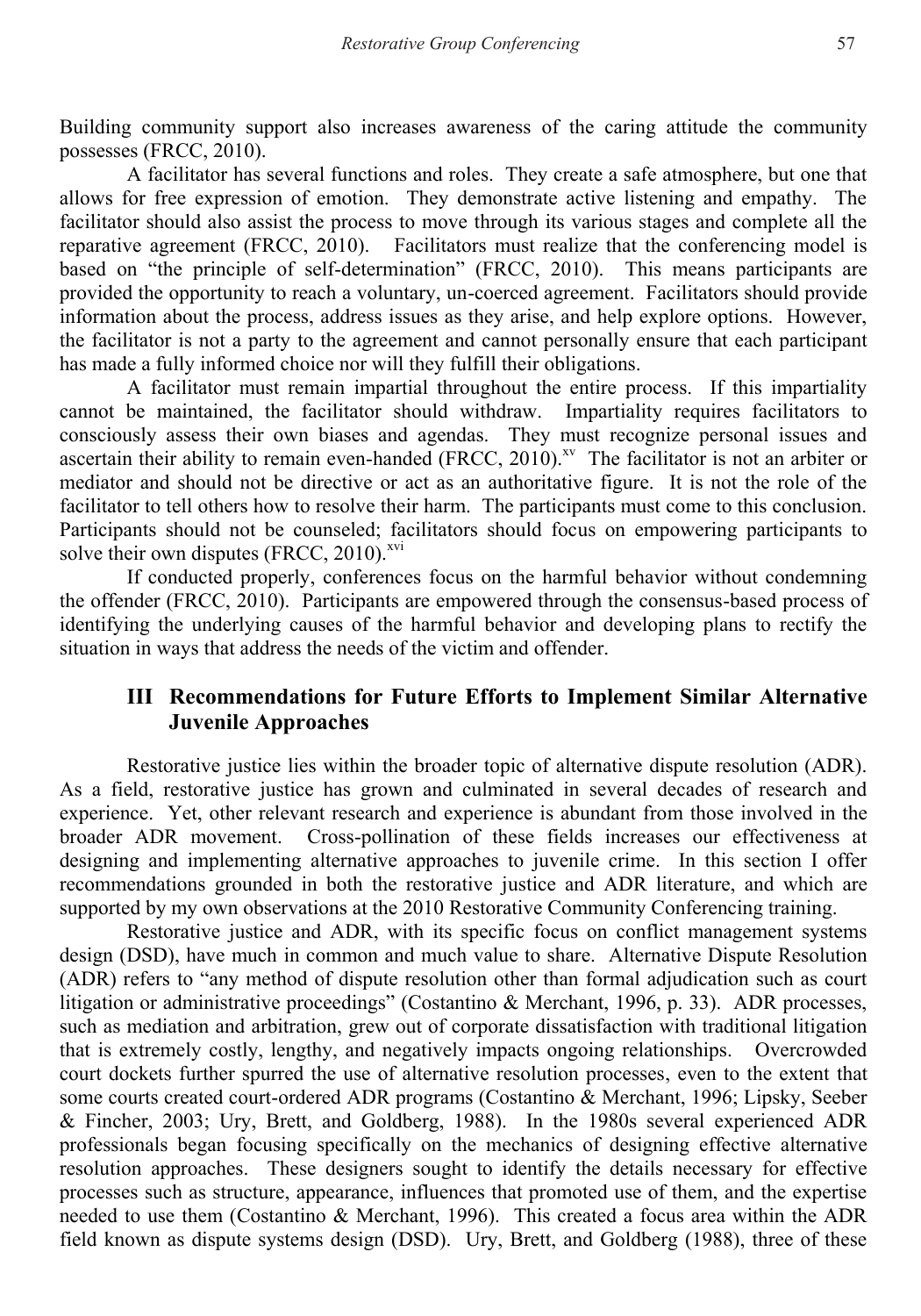Building community support also increases awareness of the caring attitude the community possesses (FRCC, 2010).

A facilitator has several functions and roles. They create a safe atmosphere, but one that allows for free expression of emotion. They demonstrate active listening and empathy. The facilitator should also assist the process to move through its various stages and complete all the reparative agreement (FRCC, 2010). Facilitators must realize that the conferencing model is based on "the principle of self-determination" (FRCC, 2010). This means participants are provided the opportunity to reach a voluntary, un-coerced agreement. Facilitators should provide information about the process, address issues as they arise, and help explore options. However, the facilitator is not a party to the agreement and cannot personally ensure that each participant has made a fully informed choice nor will they fulfill their obligations.

A facilitator must remain impartial throughout the entire process. If this impartiality cannot be maintained, the facilitator should withdraw. Impartiality requires facilitators to consciously assess their own biases and agendas. They must recognize personal issues and ascertain their ability to remain even-handed (FRCC, 2010).[xv] The facilitator is not an arbiter or mediator and should not be directive or act as an authoritative figure. It is not the role of the facilitator to tell others how to resolve their harm. The participants must come to this conclusion. Participants should not be counseled; facilitators should focus on empowering participants to solve their own disputes (FRCC, 2010).[xvi]

If conducted properly, conferences focus on the harmful behavior without condemning the offender (FRCC, 2010). Participants are empowered through the consensus-based process of identifying the underlying causes of the harmful behavior and developing plans to rectify the situation in ways that address the needs of the victim and offender.

## III Recommendations for Future Efforts to Implement Similar Alternative Juvenile Approaches

Restorative justice lies within the broader topic of alternative dispute resolution (ADR). As a field, restorative justice has grown and culminated in several decades of research and experience. Yet, other relevant research and experience is abundant from those involved in the broader ADR movement. Cross-pollination of these fields increases our effectiveness at designing and implementing alternative approaches to juvenile crime. In this section I offer recommendations grounded in both the restorative justice and ADR literature, and which are supported by my own observations at the 2010 Restorative Community Conferencing training.

Restorative justice and ADR, with its specific focus on conflict management systems design (DSD), have much in common and much value to share. Alternative Dispute Resolution (ADR) refers to "any method of dispute resolution other than formal adjudication such as court litigation or administrative proceedings" (Costantino & Merchant, 1996, p. 33). ADR processes, such as mediation and arbitration, grew out of corporate dissatisfaction with traditional litigation that is extremely costly, lengthy, and negatively impacts ongoing relationships. Overcrowded court dockets further spurred the use of alternative resolution processes, even to the extent that some courts created court-ordered ADR programs (Costantino & Merchant, 1996; Lipsky, Seeber & Fincher, 2003; Ury, Brett, and Goldberg, 1988). In the 1980s several experienced ADR professionals began focusing specifically on the mechanics of designing effective alternative resolution approaches. These designers sought to identify the details necessary for effective processes such as structure, appearance, influences that promoted use of them, and the expertise needed to use them (Costantino & Merchant, 1996). This created a focus area within the ADR field known as dispute systems design (DSD). Ury, Brett, and Goldberg (1988), three of these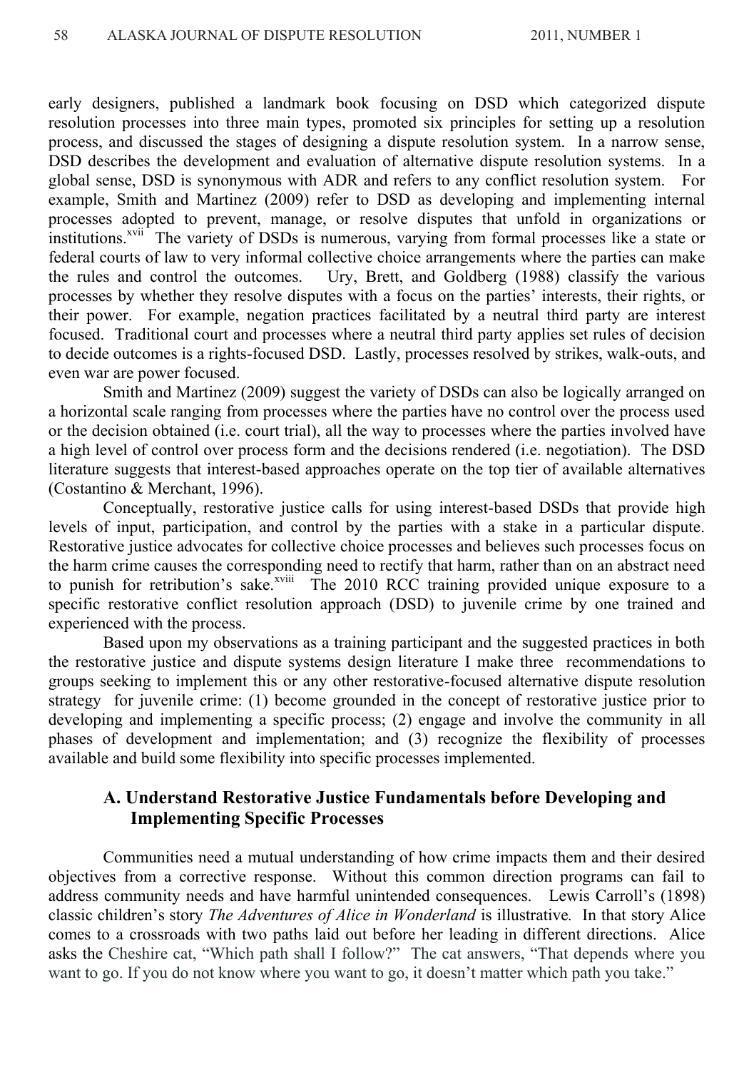early designers, published a landmark book focusing on DSD which categorized dispute resolution processes into three main types, promoted six principles for setting up a resolution process, and discussed the stages of designing a dispute resolution system. In a narrow sense, DSD describes the development and evaluation of alternative dispute resolution systems. In a global sense, DSD is synonymous with ADR and refers to any conflict resolution system. For example, Smith and Martinez (2009) refer to DSD as developing and implementing internal processes adopted to prevent, manage, or resolve disputes that unfold in organizations or institutions.[xvii] The variety of DSDs is numerous, varying from formal processes like a state or federal courts of law to very informal collective choice arrangements where the parties can make the rules and control the outcomes. Ury, Brett, and Goldberg (1988) classify the various processes by whether they resolve disputes with a focus on the parties' interests, their rights, or their power. For example, negation practices facilitated by a neutral third party are interest focused. Traditional court and processes where a neutral third party applies set rules of decision to decide outcomes is a rights-focused DSD. Lastly, processes resolved by strikes, walk-outs, and even war are power focused.

Smith and Martinez (2009) suggest the variety of DSDs can also be logically arranged on a horizontal scale ranging from processes where the parties have no control over the process used or the decision obtained (i.e. court trial), all the way to processes where the parties involved have a high level of control over process form and the decisions rendered (i.e. negotiation). The DSD literature suggests that interest-based approaches operate on the top tier of available alternatives (Costantino & Merchant, 1996).

Conceptually, restorative justice calls for using interest-based DSDs that provide high levels of input, participation, and control by the parties with a stake in a particular dispute. Restorative justice advocates for collective choice processes and believes such processes focus on the harm crime causes the corresponding need to rectify that harm, rather than on an abstract need to punish for retribution's sake.[xviii] The 2010 RCC training provided unique exposure to a specific restorative conflict resolution approach (DSD) to juvenile crime by one trained and experienced with the process.

Based upon my observations as a training participant and the suggested practices in both the restorative justice and dispute systems design literature I make three recommendations to groups seeking to implement this or any other restorative-focused alternative dispute resolution strategy for juvenile crime: (1) become grounded in the concept of restorative justice prior to developing and implementing a specific process; (2) engage and involve the community in all phases of development and implementation; and (3) recognize the flexibility of processes available and build some flexibility into specific processes implemented.

### A. Understand Restorative Justice Fundamentals before Developing and Implementing Specific Processes

Communities need a mutual understanding of how crime impacts them and their desired objectives from a corrective response. Without this common direction programs can fail to address community needs and have harmful unintended consequences. Lewis Carroll's (1898) classic children's story *The Adventures of Alice in Wonderland* is illustrative. In that story Alice comes to a crossroads with two paths laid out before her leading in different directions. Alice asks the Cheshire cat, "Which path shall I follow?" The cat answers, "That depends where you want to go. If you do not know where you want to go, it doesn't matter which path you take."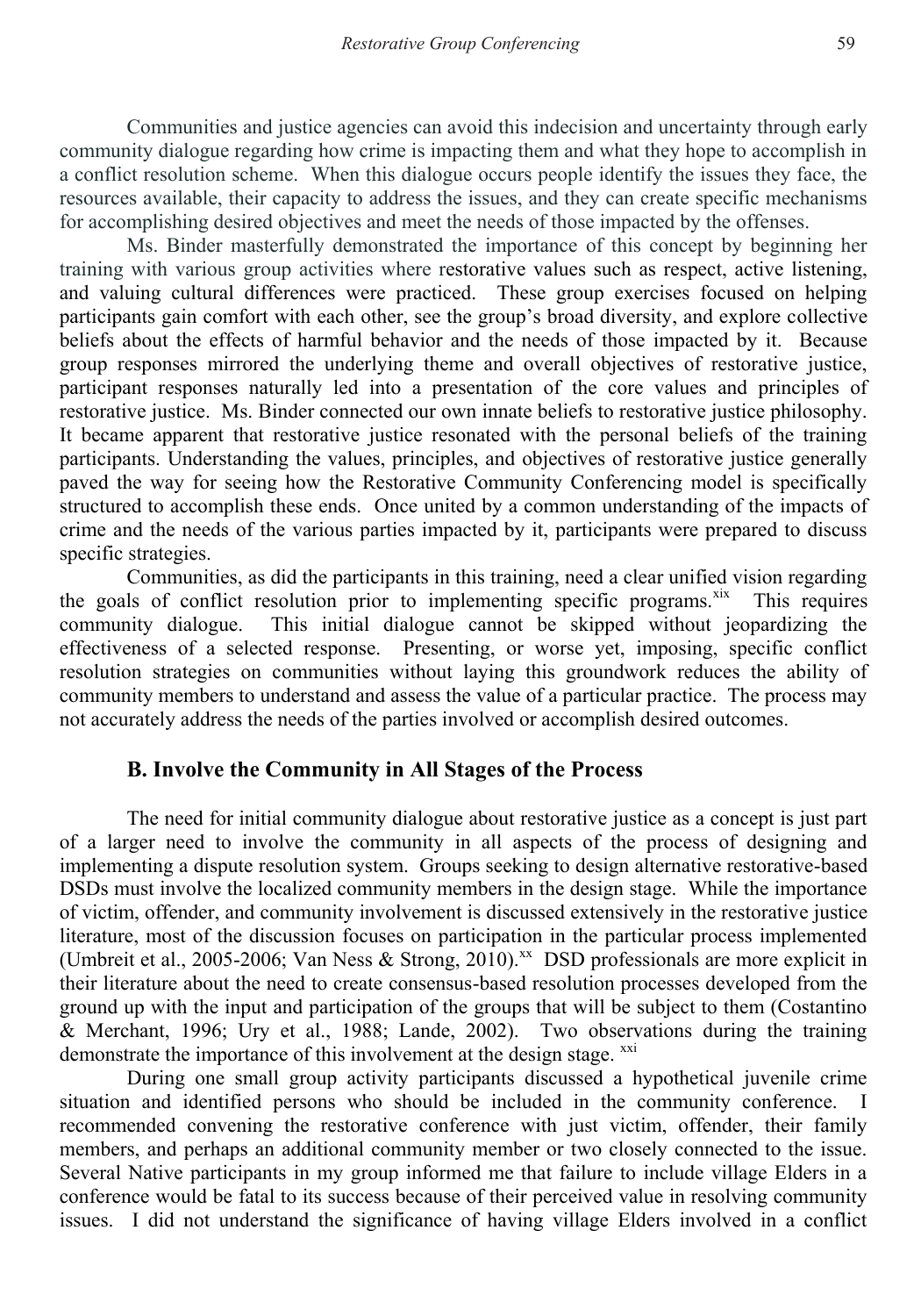Communities and justice agencies can avoid this indecision and uncertainty through early community dialogue regarding how crime is impacting them and what they hope to accomplish in a conflict resolution scheme. When this dialogue occurs people identify the issues they face, the resources available, their capacity to address the issues, and they can create specific mechanisms for accomplishing desired objectives and meet the needs of those impacted by the offenses.

Ms. Binder masterfully demonstrated the importance of this concept by beginning her training with various group activities where restorative values such as respect, active listening, and valuing cultural differences were practiced. These group exercises focused on helping participants gain comfort with each other, see the group's broad diversity, and explore collective beliefs about the effects of harmful behavior and the needs of those impacted by it. Because group responses mirrored the underlying theme and overall objectives of restorative justice, participant responses naturally led into a presentation of the core values and principles of restorative justice. Ms. Binder connected our own innate beliefs to restorative justice philosophy. It became apparent that restorative justice resonated with the personal beliefs of the training participants. Understanding the values, principles, and objectives of restorative justice generally paved the way for seeing how the Restorative Community Conferencing model is specifically structured to accomplish these ends. Once united by a common understanding of the impacts of crime and the needs of the various parties impacted by it, participants were prepared to discuss specific strategies.

Communities, as did the participants in this training, need a clear unified vision regarding the goals of conflict resolution prior to implementing specific programs.[xix] This requires community dialogue. This initial dialogue cannot be skipped without jeopardizing the effectiveness of a selected response. Presenting, or worse yet, imposing, specific conflict resolution strategies on communities without laying this groundwork reduces the ability of community members to understand and assess the value of a particular practice. The process may not accurately address the needs of the parties involved or accomplish desired outcomes.

### B. Involve the Community in All Stages of the Process

The need for initial community dialogue about restorative justice as a concept is just part of a larger need to involve the community in all aspects of the process of designing and implementing a dispute resolution system. Groups seeking to design alternative restorative-based DSDs must involve the localized community members in the design stage. While the importance of victim, offender, and community involvement is discussed extensively in the restorative justice literature, most of the discussion focuses on participation in the particular process implemented (Umbreit et al., 2005-2006; Van Ness & Strong, 2010).[xx] DSD professionals are more explicit in their literature about the need to create consensus-based resolution processes developed from the ground up with the input and participation of the groups that will be subject to them (Costantino & Merchant, 1996; Ury et al., 1988; Lande, 2002). Two observations during the training demonstrate the importance of this involvement at the design stage.[xxi]

During one small group activity participants discussed a hypothetical juvenile crime situation and identified persons who should be included in the community conference. I recommended convening the restorative conference with just victim, offender, their family members, and perhaps an additional community member or two closely connected to the issue. Several Native participants in my group informed me that failure to include village Elders in a conference would be fatal to its success because of their perceived value in resolving community issues. I did not understand the significance of having village Elders involved in a conflict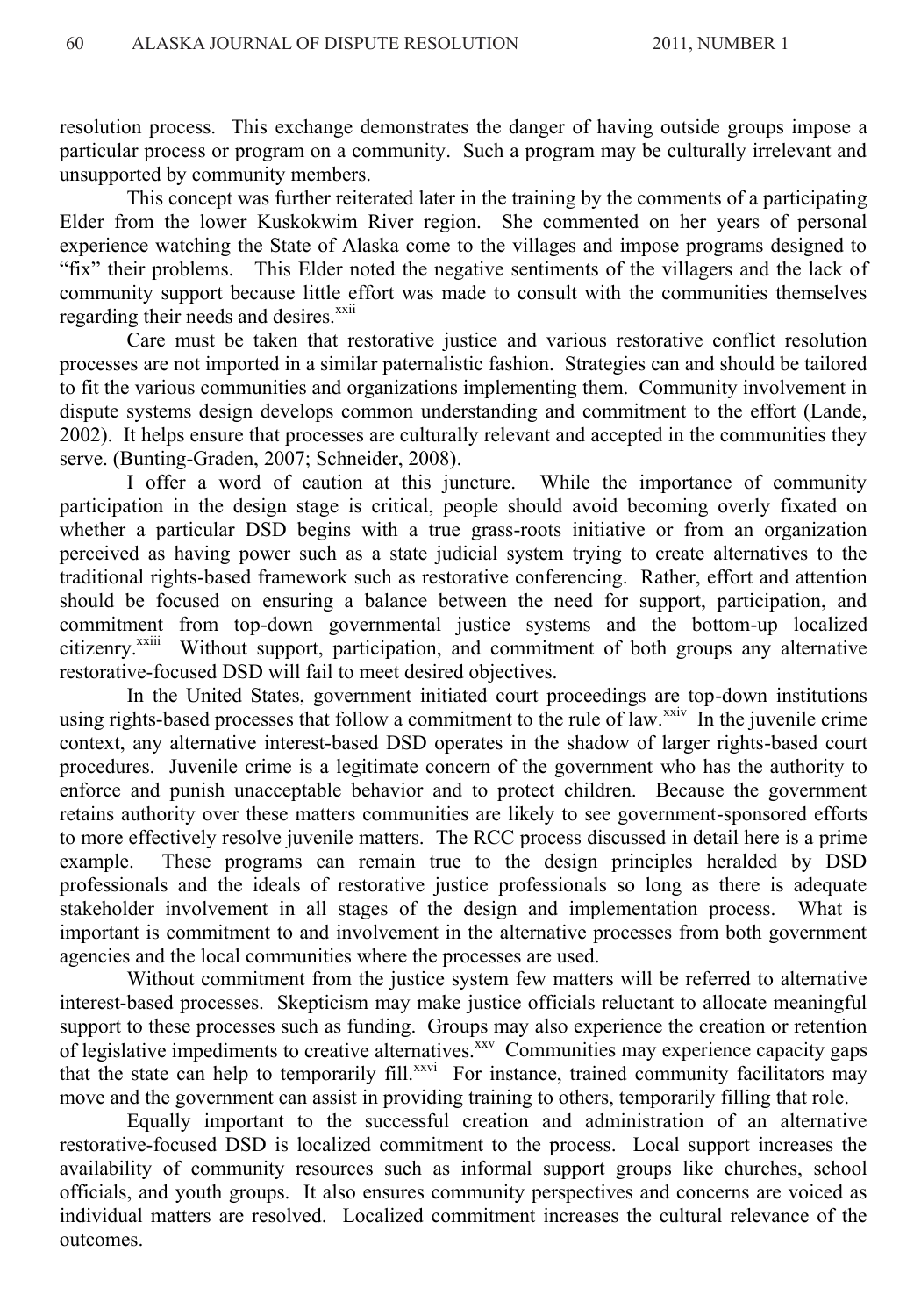resolution process. This exchange demonstrates the danger of having outside groups impose a particular process or program on a community. Such a program may be culturally irrelevant and unsupported by community members.

This concept was further reiterated later in the training by the comments of a participating Elder from the lower Kuskokwim River region. She commented on her years of personal experience watching the State of Alaska come to the villages and impose programs designed to "fix" their problems. This Elder noted the negative sentiments of the villagers and the lack of community support because little effort was made to consult with the communities themselves regarding their needs and desires.[xxii]

Care must be taken that restorative justice and various restorative conflict resolution processes are not imported in a similar paternalistic fashion. Strategies can and should be tailored to fit the various communities and organizations implementing them. Community involvement in dispute systems design develops common understanding and commitment to the effort (Lande, 2002). It helps ensure that processes are culturally relevant and accepted in the communities they serve. (Bunting-Graden, 2007; Schneider, 2008).

I offer a word of caution at this juncture. While the importance of community participation in the design stage is critical, people should avoid becoming overly fixated on whether a particular DSD begins with a true grass-roots initiative or from an organization perceived as having power such as a state judicial system trying to create alternatives to the traditional rights-based framework such as restorative conferencing. Rather, effort and attention should be focused on ensuring a balance between the need for support, participation, and commitment from top-down governmental justice systems and the bottom-up localized citizenry.[xxiii] Without support, participation, and commitment of both groups any alternative restorative-focused DSD will fail to meet desired objectives.

In the United States, government initiated court proceedings are top-down institutions using rights-based processes that follow a commitment to the rule of law.[xxiv] In the juvenile crime context, any alternative interest-based DSD operates in the shadow of larger rights-based court procedures. Juvenile crime is a legitimate concern of the government who has the authority to enforce and punish unacceptable behavior and to protect children. Because the government retains authority over these matters communities are likely to see government-sponsored efforts to more effectively resolve juvenile matters. The RCC process discussed in detail here is a prime example. These programs can remain true to the design principles heralded by DSD professionals and the ideals of restorative justice professionals so long as there is adequate stakeholder involvement in all stages of the design and implementation process. What is important is commitment to and involvement in the alternative processes from both government agencies and the local communities where the processes are used.

Without commitment from the justice system few matters will be referred to alternative interest-based processes. Skepticism may make justice officials reluctant to allocate meaningful support to these processes such as funding. Groups may also experience the creation or retention of legislative impediments to creative alternatives.[xxv] Communities may experience capacity gaps that the state can help to temporarily fill.[xxvi] For instance, trained community facilitators may move and the government can assist in providing training to others, temporarily filling that role.

Equally important to the successful creation and administration of an alternative restorative-focused DSD is localized commitment to the process. Local support increases the availability of community resources such as informal support groups like churches, school officials, and youth groups. It also ensures community perspectives and concerns are voiced as individual matters are resolved. Localized commitment increases the cultural relevance of the outcomes.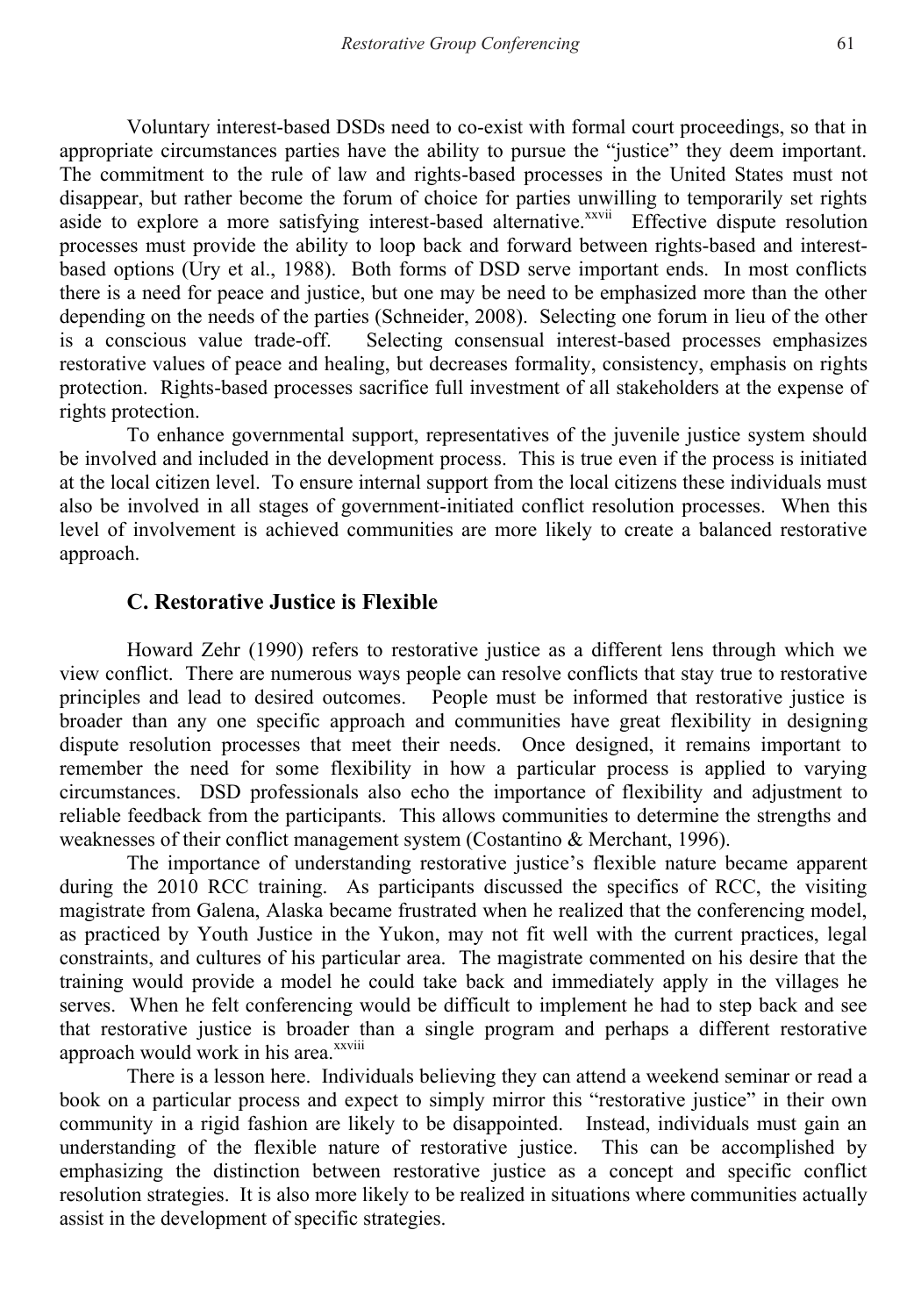Voluntary interest-based DSDs need to co-exist with formal court proceedings, so that in appropriate circumstances parties have the ability to pursue the "justice" they deem important. The commitment to the rule of law and rights-based processes in the United States must not disappear, but rather become the forum of choice for parties unwilling to temporarily set rights aside to explore a more satisfying interest-based alternative.[xxvii] Effective dispute resolution processes must provide the ability to loop back and forward between rights-based and interest-based options (Ury et al., 1988). Both forms of DSD serve important ends. In most conflicts there is a need for peace and justice, but one may be need to be emphasized more than the other depending on the needs of the parties (Schneider, 2008). Selecting one forum in lieu of the other is a conscious value trade-off. Selecting consensual interest-based processes emphasizes restorative values of peace and healing, but decreases formality, consistency, emphasis on rights protection. Rights-based processes sacrifice full investment of all stakeholders at the expense of rights protection.

To enhance governmental support, representatives of the juvenile justice system should be involved and included in the development process. This is true even if the process is initiated at the local citizen level. To ensure internal support from the local citizens these individuals must also be involved in all stages of government-initiated conflict resolution processes. When this level of involvement is achieved communities are more likely to create a balanced restorative approach.

## C. Restorative Justice is Flexible

Howard Zehr (1990) refers to restorative justice as a different lens through which we view conflict. There are numerous ways people can resolve conflicts that stay true to restorative principles and lead to desired outcomes. People must be informed that restorative justice is broader than any one specific approach and communities have great flexibility in designing dispute resolution processes that meet their needs. Once designed, it remains important to remember the need for some flexibility in how a particular process is applied to varying circumstances. DSD professionals also echo the importance of flexibility and adjustment to reliable feedback from the participants. This allows communities to determine the strengths and weaknesses of their conflict management system (Costantino & Merchant, 1996).

The importance of understanding restorative justice's flexible nature became apparent during the 2010 RCC training. As participants discussed the specifics of RCC, the visiting magistrate from Galena, Alaska became frustrated when he realized that the conferencing model, as practiced by Youth Justice in the Yukon, may not fit well with the current practices, legal constraints, and cultures of his particular area. The magistrate commented on his desire that the training would provide a model he could take back and immediately apply in the villages he serves. When he felt conferencing would be difficult to implement he had to step back and see that restorative justice is broader than a single program and perhaps a different restorative approach would work in his area.[xxviii]

There is a lesson here. Individuals believing they can attend a weekend seminar or read a book on a particular process and expect to simply mirror this "restorative justice" in their own community in a rigid fashion are likely to be disappointed. Instead, individuals must gain an understanding of the flexible nature of restorative justice. This can be accomplished by emphasizing the distinction between restorative justice as a concept and specific conflict resolution strategies. It is also more likely to be realized in situations where communities actually assist in the development of specific strategies.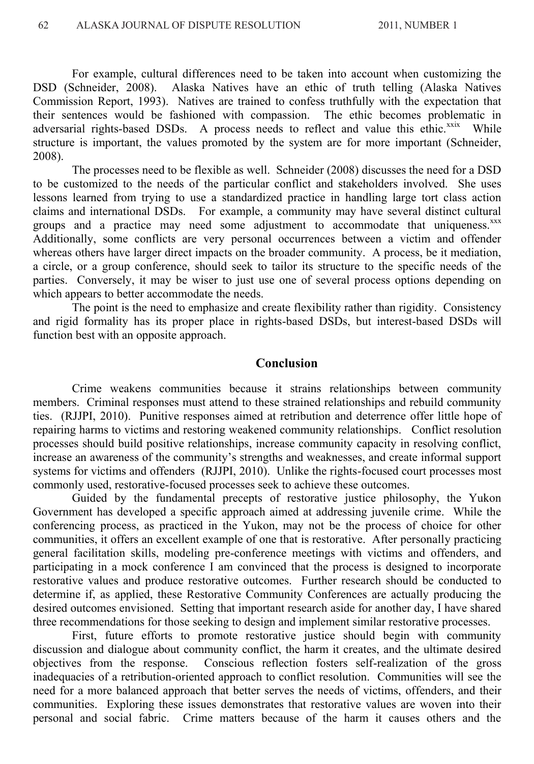For example, cultural differences need to be taken into account when customizing the DSD (Schneider, 2008). Alaska Natives have an ethic of truth telling (Alaska Natives Commission Report, 1993). Natives are trained to confess truthfully with the expectation that their sentences would be fashioned with compassion. The ethic becomes problematic in adversarial rights-based DSDs. A process needs to reflect and value this ethic.[xxix] While structure is important, the values promoted by the system are for more important (Schneider, 2008).

The processes need to be flexible as well. Schneider (2008) discusses the need for a DSD to be customized to the needs of the particular conflict and stakeholders involved. She uses lessons learned from trying to use a standardized practice in handling large tort class action claims and international DSDs. For example, a community may have several distinct cultural groups and a practice may need some adjustment to accommodate that uniqueness.[xxx] Additionally, some conflicts are very personal occurrences between a victim and offender whereas others have larger direct impacts on the broader community. A process, be it mediation, a circle, or a group conference, should seek to tailor its structure to the specific needs of the parties. Conversely, it may be wiser to just use one of several process options depending on which appears to better accommodate the needs.

The point is the need to emphasize and create flexibility rather than rigidity. Consistency and rigid formality has its proper place in rights-based DSDs, but interest-based DSDs will function best with an opposite approach.

## Conclusion

Crime weakens communities because it strains relationships between community members. Criminal responses must attend to these strained relationships and rebuild community ties. (RJJPI, 2010). Punitive responses aimed at retribution and deterrence offer little hope of repairing harms to victims and restoring weakened community relationships. Conflict resolution processes should build positive relationships, increase community capacity in resolving conflict, increase an awareness of the community's strengths and weaknesses, and create informal support systems for victims and offenders (RJJPI, 2010). Unlike the rights-focused court processes most commonly used, restorative-focused processes seek to achieve these outcomes.

Guided by the fundamental precepts of restorative justice philosophy, the Yukon Government has developed a specific approach aimed at addressing juvenile crime. While the conferencing process, as practiced in the Yukon, may not be the process of choice for other communities, it offers an excellent example of one that is restorative. After personally practicing general facilitation skills, modeling pre-conference meetings with victims and offenders, and participating in a mock conference I am convinced that the process is designed to incorporate restorative values and produce restorative outcomes. Further research should be conducted to determine if, as applied, these Restorative Community Conferences are actually producing the desired outcomes envisioned. Setting that important research aside for another day, I have shared three recommendations for those seeking to design and implement similar restorative processes.

First, future efforts to promote restorative justice should begin with community discussion and dialogue about community conflict, the harm it creates, and the ultimate desired objectives from the response. Conscious reflection fosters self-realization of the gross inadequacies of a retribution-oriented approach to conflict resolution. Communities will see the need for a more balanced approach that better serves the needs of victims, offenders, and their communities. Exploring these issues demonstrates that restorative values are woven into their personal and social fabric. Crime matters because of the harm it causes others and the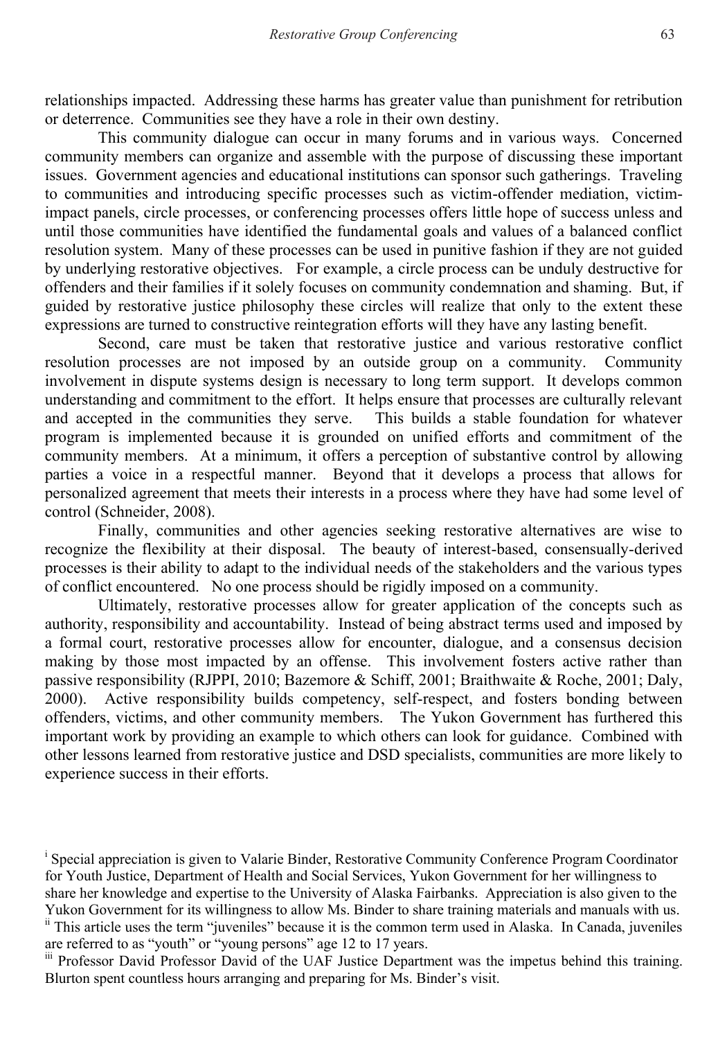relationships impacted. Addressing these harms has greater value than punishment for retribution or deterrence. Communities see they have a role in their own destiny.

This community dialogue can occur in many forums and in various ways. Concerned community members can organize and assemble with the purpose of discussing these important issues. Government agencies and educational institutions can sponsor such gatherings. Traveling to communities and introducing specific processes such as victim-offender mediation, victim-impact panels, circle processes, or conferencing processes offers little hope of success unless and until those communities have identified the fundamental goals and values of a balanced conflict resolution system. Many of these processes can be used in punitive fashion if they are not guided by underlying restorative objectives. For example, a circle process can be unduly destructive for offenders and their families if it solely focuses on community condemnation and shaming. But, if guided by restorative justice philosophy these circles will realize that only to the extent these expressions are turned to constructive reintegration efforts will they have any lasting benefit.

Second, care must be taken that restorative justice and various restorative conflict resolution processes are not imposed by an outside group on a community. Community involvement in dispute systems design is necessary to long term support. It develops common understanding and commitment to the effort. It helps ensure that processes are culturally relevant and accepted in the communities they serve. This builds a stable foundation for whatever program is implemented because it is grounded on unified efforts and commitment of the community members. At a minimum, it offers a perception of substantive control by allowing parties a voice in a respectful manner. Beyond that it develops a process that allows for personalized agreement that meets their interests in a process where they have had some level of control (Schneider, 2008).

Finally, communities and other agencies seeking restorative alternatives are wise to recognize the flexibility at their disposal. The beauty of interest-based, consensually-derived processes is their ability to adapt to the individual needs of the stakeholders and the various types of conflict encountered. No one process should be rigidly imposed on a community.

Ultimately, restorative processes allow for greater application of the concepts such as authority, responsibility and accountability. Instead of being abstract terms used and imposed by a formal court, restorative processes allow for encounter, dialogue, and a consensus decision making by those most impacted by an offense. This involvement fosters active rather than passive responsibility (RJPPI, 2010; Bazemore & Schiff, 2001; Braithwaite & Roche, 2001; Daly, 2000). Active responsibility builds competency, self-respect, and fosters bonding between offenders, victims, and other community members. The Yukon Government has furthered this important work by providing an example to which others can look for guidance. Combined with other lessons learned from restorative justice and DSD specialists, communities are more likely to experience success in their efforts.

---

[i] Special appreciation is given to Valarie Binder, Restorative Community Conference Program Coordinator for Youth Justice, Department of Health and Social Services, Yukon Government for her willingness to share her knowledge and expertise to the University of Alaska Fairbanks. Appreciation is also given to the Yukon Government for its willingness to allow Ms. Binder to share training materials and manuals with us.

[ii] This article uses the term "juveniles" because it is the common term used in Alaska. In Canada, juveniles are referred to as "youth" or "young persons" age 12 to 17 years.

[iii] Professor David Professor David of the UAF Justice Department was the impetus behind this training. Blurton spent countless hours arranging and preparing for Ms. Binder's visit.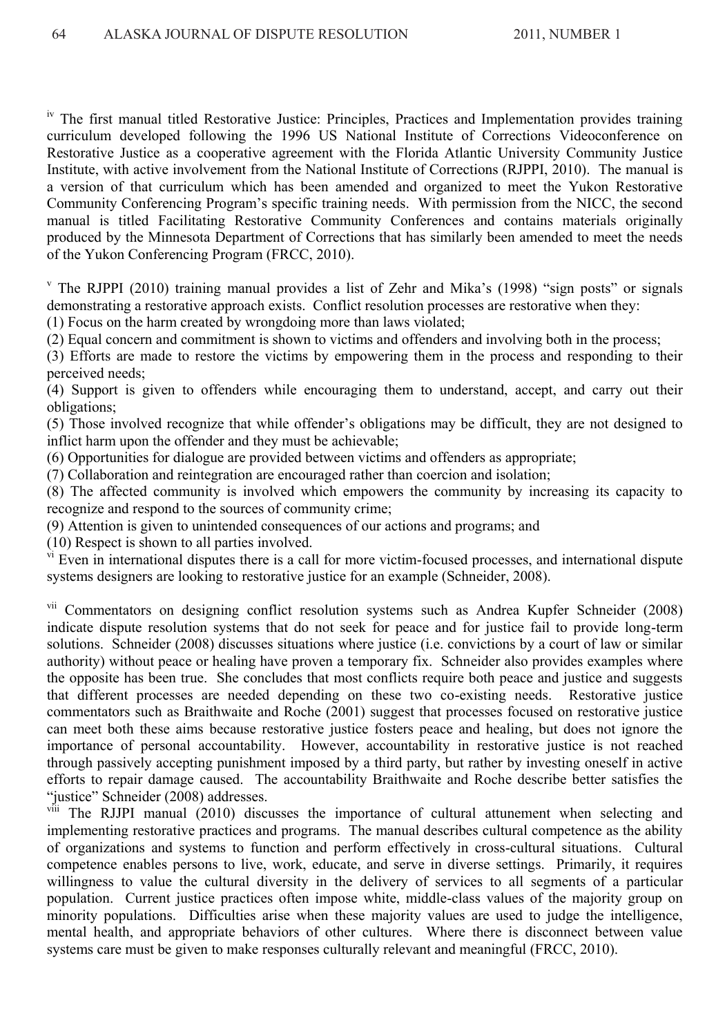[iv] The first manual titled Restorative Justice: Principles, Practices and Implementation provides training curriculum developed following the 1996 US National Institute of Corrections Videoconference on Restorative Justice as a cooperative agreement with the Florida Atlantic University Community Justice Institute, with active involvement from the National Institute of Corrections (RJPPI, 2010). The manual is a version of that curriculum which has been amended and organized to meet the Yukon Restorative Community Conferencing Program's specific training needs. With permission from the NICC, the second manual is titled Facilitating Restorative Community Conferences and contains materials originally produced by the Minnesota Department of Corrections that has similarly been amended to meet the needs of the Yukon Conferencing Program (FRCC, 2010).

[v] The RJPPI (2010) training manual provides a list of Zehr and Mika's (1998) "sign posts" or signals demonstrating a restorative approach exists. Conflict resolution processes are restorative when they:
(1) Focus on the harm created by wrongdoing more than laws violated;
(2) Equal concern and commitment is shown to victims and offenders and involving both in the process;
(3) Efforts are made to restore the victims by empowering them in the process and responding to their perceived needs;
(4) Support is given to offenders while encouraging them to understand, accept, and carry out their obligations;
(5) Those involved recognize that while offender's obligations may be difficult, they are not designed to inflict harm upon the offender and they must be achievable;
(6) Opportunities for dialogue are provided between victims and offenders as appropriate;
(7) Collaboration and reintegration are encouraged rather than coercion and isolation;
(8) The affected community is involved which empowers the community by increasing its capacity to recognize and respond to the sources of community crime;
(9) Attention is given to unintended consequences of our actions and programs; and
(10) Respect is shown to all parties involved.

[vi] Even in international disputes there is a call for more victim-focused processes, and international dispute systems designers are looking to restorative justice for an example (Schneider, 2008).

[vii] Commentators on designing conflict resolution systems such as Andrea Kupfer Schneider (2008) indicate dispute resolution systems that do not seek for peace and for justice fail to provide long-term solutions. Schneider (2008) discusses situations where justice (i.e. convictions by a court of law or similar authority) without peace or healing have proven a temporary fix. Schneider also provides examples where the opposite has been true. She concludes that most conflicts require both peace and justice and suggests that different processes are needed depending on these two co-existing needs. Restorative justice commentators such as Braithwaite and Roche (2001) suggest that processes focused on restorative justice can meet both these aims because restorative justice fosters peace and healing, but does not ignore the importance of personal accountability. However, accountability in restorative justice is not reached through passively accepting punishment imposed by a third party, but rather by investing oneself in active efforts to repair damage caused. The accountability Braithwaite and Roche describe better satisfies the "justice" Schneider (2008) addresses.

[viii] The RJJPI manual (2010) discusses the importance of cultural attunement when selecting and implementing restorative practices and programs. The manual describes cultural competence as the ability of organizations and systems to function and perform effectively in cross-cultural situations. Cultural competence enables persons to live, work, educate, and serve in diverse settings. Primarily, it requires willingness to value the cultural diversity in the delivery of services to all segments of a particular population. Current justice practices often impose white, middle-class values of the majority group on minority populations. Difficulties arise when these majority values are used to judge the intelligence, mental health, and appropriate behaviors of other cultures. Where there is disconnect between value systems care must be given to make responses culturally relevant and meaningful (FRCC, 2010).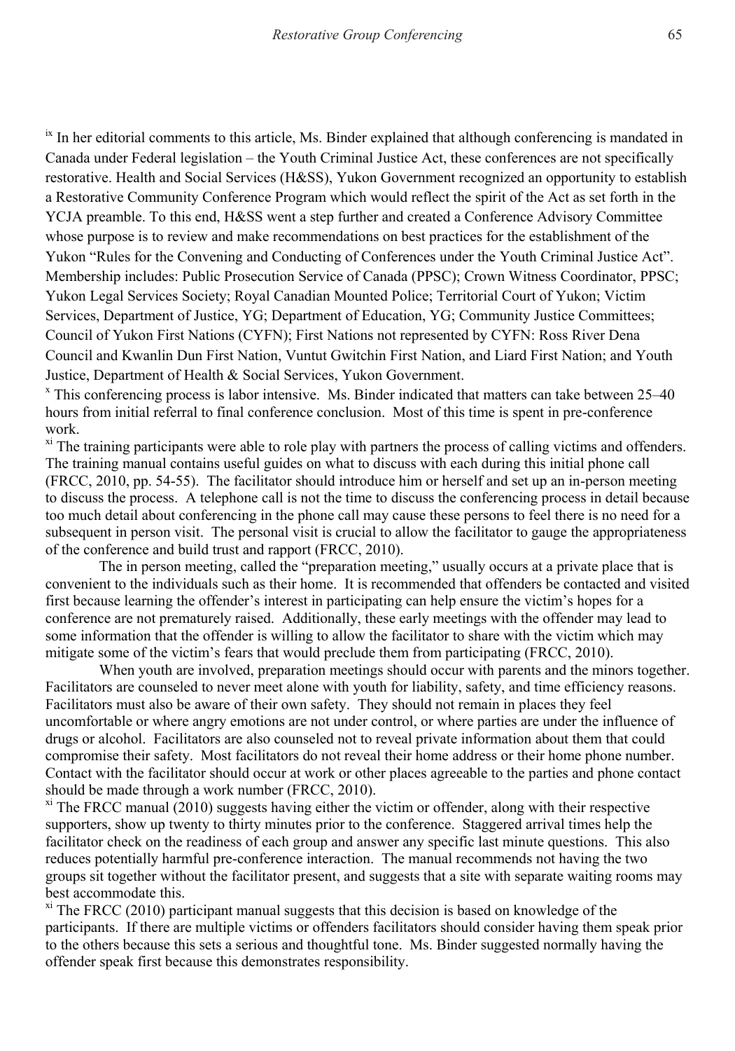[ix] In her editorial comments to this article, Ms. Binder explained that although conferencing is mandated in Canada under Federal legislation – the Youth Criminal Justice Act, these conferences are not specifically restorative. Health and Social Services (H&SS), Yukon Government recognized an opportunity to establish a Restorative Community Conference Program which would reflect the spirit of the Act as set forth in the YCJA preamble. To this end, H&SS went a step further and created a Conference Advisory Committee whose purpose is to review and make recommendations on best practices for the establishment of the Yukon "Rules for the Convening and Conducting of Conferences under the Youth Criminal Justice Act". Membership includes: Public Prosecution Service of Canada (PPSC); Crown Witness Coordinator, PPSC; Yukon Legal Services Society; Royal Canadian Mounted Police; Territorial Court of Yukon; Victim Services, Department of Justice, YG; Department of Education, YG; Community Justice Committees; Council of Yukon First Nations (CYFN); First Nations not represented by CYFN: Ross River Dena Council and Kwanlin Dun First Nation, Vuntut Gwitchin First Nation, and Liard First Nation; and Youth Justice, Department of Health & Social Services, Yukon Government.

[x] This conferencing process is labor intensive. Ms. Binder indicated that matters can take between 25–40 hours from initial referral to final conference conclusion. Most of this time is spent in pre-conference work.

[xi] The training participants were able to role play with partners the process of calling victims and offenders. The training manual contains useful guides on what to discuss with each during this initial phone call (FRCC, 2010, pp. 54-55). The facilitator should introduce him or herself and set up an in-person meeting to discuss the process. A telephone call is not the time to discuss the conferencing process in detail because too much detail about conferencing in the phone call may cause these persons to feel there is no need for a subsequent in person visit. The personal visit is crucial to allow the facilitator to gauge the appropriateness of the conference and build trust and rapport (FRCC, 2010).

The in person meeting, called the "preparation meeting," usually occurs at a private place that is convenient to the individuals such as their home. It is recommended that offenders be contacted and visited first because learning the offender's interest in participating can help ensure the victim's hopes for a conference are not prematurely raised. Additionally, these early meetings with the offender may lead to some information that the offender is willing to allow the facilitator to share with the victim which may mitigate some of the victim's fears that would preclude them from participating (FRCC, 2010).

When youth are involved, preparation meetings should occur with parents and the minors together. Facilitators are counseled to never meet alone with youth for liability, safety, and time efficiency reasons. Facilitators must also be aware of their own safety. They should not remain in places they feel uncomfortable or where angry emotions are not under control, or where parties are under the influence of drugs or alcohol. Facilitators are also counseled not to reveal private information about them that could compromise their safety. Most facilitators do not reveal their home address or their home phone number. Contact with the facilitator should occur at work or other places agreeable to the parties and phone contact should be made through a work number (FRCC, 2010).

[xi] The FRCC manual (2010) suggests having either the victim or offender, along with their respective supporters, show up twenty to thirty minutes prior to the conference. Staggered arrival times help the facilitator check on the readiness of each group and answer any specific last minute questions. This also reduces potentially harmful pre-conference interaction. The manual recommends not having the two groups sit together without the facilitator present, and suggests that a site with separate waiting rooms may best accommodate this.

[xi] The FRCC (2010) participant manual suggests that this decision is based on knowledge of the participants. If there are multiple victims or offenders facilitators should consider having them speak prior to the others because this sets a serious and thoughtful tone. Ms. Binder suggested normally having the offender speak first because this demonstrates responsibility.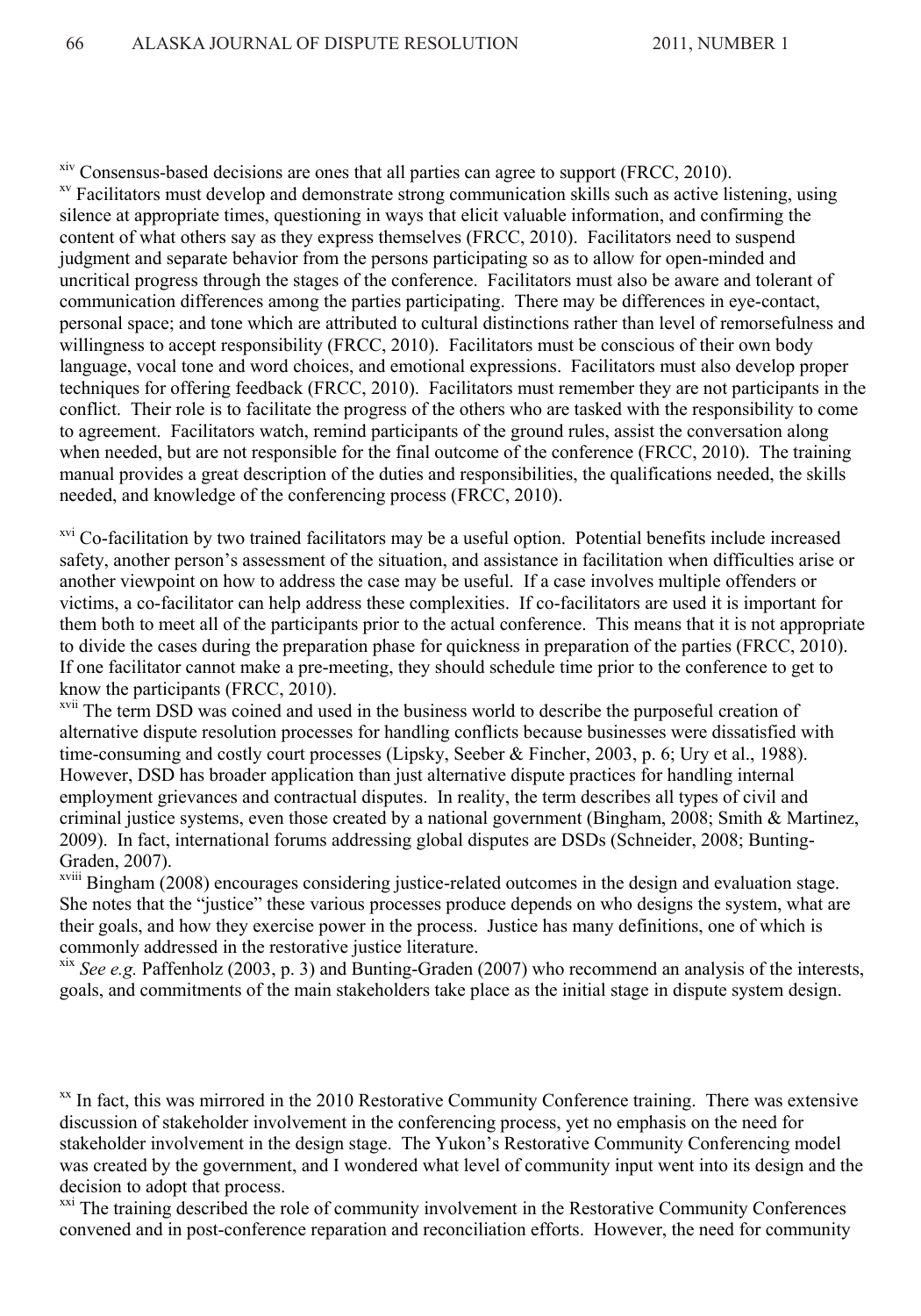[xiv] Consensus-based decisions are ones that all parties can agree to support (FRCC, 2010).

[xv] Facilitators must develop and demonstrate strong communication skills such as active listening, using silence at appropriate times, questioning in ways that elicit valuable information, and confirming the content of what others say as they express themselves (FRCC, 2010). Facilitators need to suspend judgment and separate behavior from the persons participating so as to allow for open-minded and uncritical progress through the stages of the conference. Facilitators must also be aware and tolerant of communication differences among the parties participating. There may be differences in eye-contact, personal space; and tone which are attributed to cultural distinctions rather than level of remorsefulness and willingness to accept responsibility (FRCC, 2010). Facilitators must be conscious of their own body language, vocal tone and word choices, and emotional expressions. Facilitators must also develop proper techniques for offering feedback (FRCC, 2010). Facilitators must remember they are not participants in the conflict. Their role is to facilitate the progress of the others who are tasked with the responsibility to come to agreement. Facilitators watch, remind participants of the ground rules, assist the conversation along when needed, but are not responsible for the final outcome of the conference (FRCC, 2010). The training manual provides a great description of the duties and responsibilities, the qualifications needed, the skills needed, and knowledge of the conferencing process (FRCC, 2010).

[xvi] Co-facilitation by two trained facilitators may be a useful option. Potential benefits include increased safety, another person's assessment of the situation, and assistance in facilitation when difficulties arise or another viewpoint on how to address the case may be useful. If a case involves multiple offenders or victims, a co-facilitator can help address these complexities. If co-facilitators are used it is important for them both to meet all of the participants prior to the actual conference. This means that it is not appropriate to divide the cases during the preparation phase for quickness in preparation of the parties (FRCC, 2010). If one facilitator cannot make a pre-meeting, they should schedule time prior to the conference to get to know the participants (FRCC, 2010).

[xvii] The term DSD was coined and used in the business world to describe the purposeful creation of alternative dispute resolution processes for handling conflicts because businesses were dissatisfied with time-consuming and costly court processes (Lipsky, Seeber & Fincher, 2003, p. 6; Ury et al., 1988). However, DSD has broader application than just alternative dispute practices for handling internal employment grievances and contractual disputes. In reality, the term describes all types of civil and criminal justice systems, even those created by a national government (Bingham, 2008; Smith & Martinez, 2009). In fact, international forums addressing global disputes are DSDs (Schneider, 2008; Bunting-Graden, 2007).

[xviii] Bingham (2008) encourages considering justice-related outcomes in the design and evaluation stage. She notes that the "justice" these various processes produce depends on who designs the system, what are their goals, and how they exercise power in the process. Justice has many definitions, one of which is commonly addressed in the restorative justice literature.

[xix] *See e.g.* Paffenholz (2003, p. 3) and Bunting-Graden (2007) who recommend an analysis of the interests, goals, and commitments of the main stakeholders take place as the initial stage in dispute system design.

[xx] In fact, this was mirrored in the 2010 Restorative Community Conference training. There was extensive discussion of stakeholder involvement in the conferencing process, yet no emphasis on the need for stakeholder involvement in the design stage. The Yukon's Restorative Community Conferencing model was created by the government, and I wondered what level of community input went into its design and the decision to adopt that process.

[xxi] The training described the role of community involvement in the Restorative Community Conferences convened and in post-conference reparation and reconciliation efforts. However, the need for community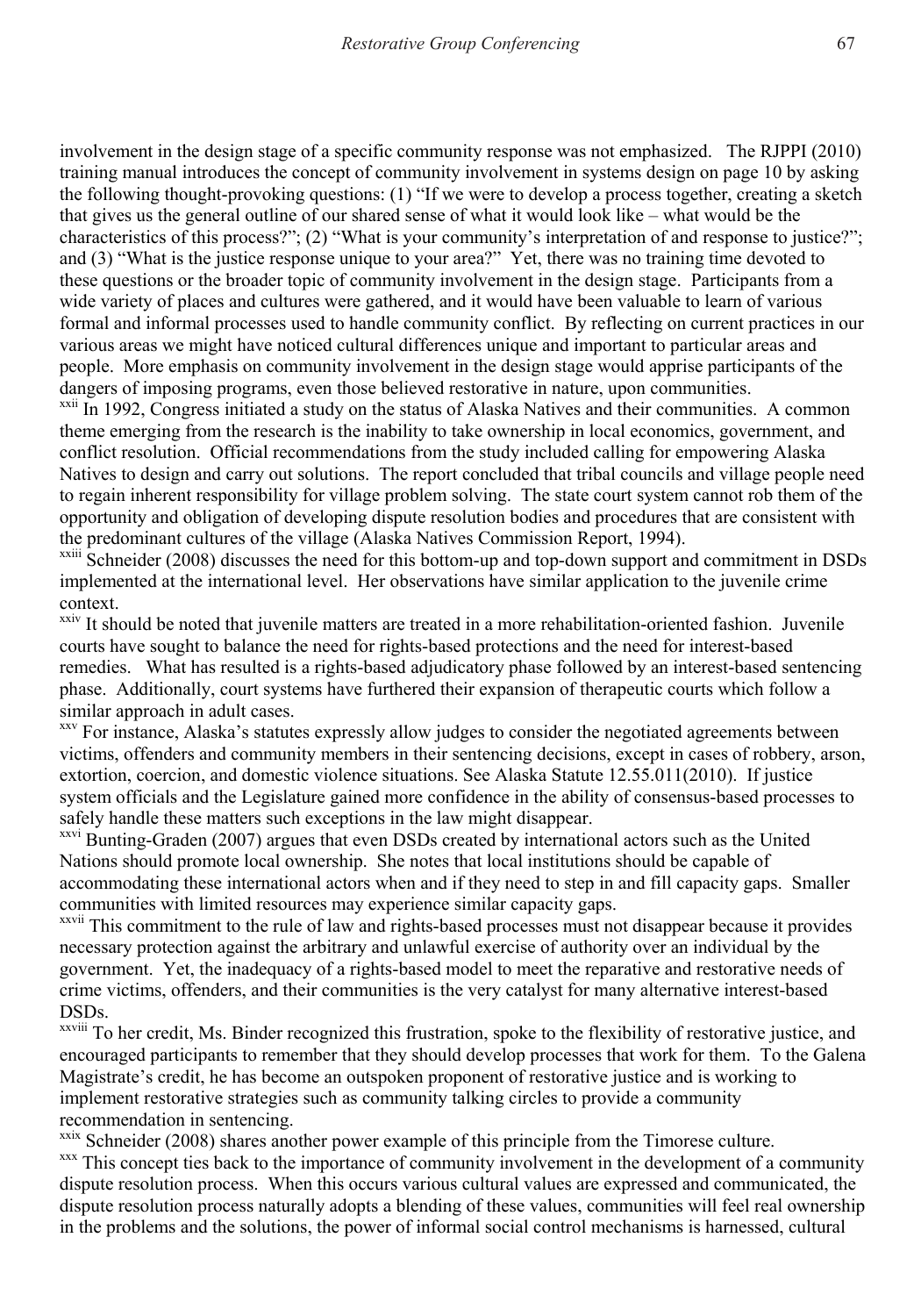involvement in the design stage of a specific community response was not emphasized. The RJPPI (2010) training manual introduces the concept of community involvement in systems design on page 10 by asking the following thought-provoking questions: (1) "If we were to develop a process together, creating a sketch that gives us the general outline of our shared sense of what it would look like – what would be the characteristics of this process?"; (2) "What is your community's interpretation of and response to justice?"; and (3) "What is the justice response unique to your area?" Yet, there was no training time devoted to these questions or the broader topic of community involvement in the design stage. Participants from a wide variety of places and cultures were gathered, and it would have been valuable to learn of various formal and informal processes used to handle community conflict. By reflecting on current practices in our various areas we might have noticed cultural differences unique and important to particular areas and people. More emphasis on community involvement in the design stage would apprise participants of the dangers of imposing programs, even those believed restorative in nature, upon communities.

[xxii] In 1992, Congress initiated a study on the status of Alaska Natives and their communities. A common theme emerging from the research is the inability to take ownership in local economics, government, and conflict resolution. Official recommendations from the study included calling for empowering Alaska Natives to design and carry out solutions. The report concluded that tribal councils and village people need to regain inherent responsibility for village problem solving. The state court system cannot rob them of the opportunity and obligation of developing dispute resolution bodies and procedures that are consistent with the predominant cultures of the village (Alaska Natives Commission Report, 1994).

[xxiii] Schneider (2008) discusses the need for this bottom-up and top-down support and commitment in DSDs implemented at the international level. Her observations have similar application to the juvenile crime context.

[xxiv] It should be noted that juvenile matters are treated in a more rehabilitation-oriented fashion. Juvenile courts have sought to balance the need for rights-based protections and the need for interest-based remedies. What has resulted is a rights-based adjudicatory phase followed by an interest-based sentencing phase. Additionally, court systems have furthered their expansion of therapeutic courts which follow a similar approach in adult cases.

[xxv] For instance, Alaska's statutes expressly allow judges to consider the negotiated agreements between victims, offenders and community members in their sentencing decisions, except in cases of robbery, arson, extortion, coercion, and domestic violence situations. See Alaska Statute 12.55.011(2010). If justice system officials and the Legislature gained more confidence in the ability of consensus-based processes to safely handle these matters such exceptions in the law might disappear.

[xxvi] Bunting-Graden (2007) argues that even DSDs created by international actors such as the United Nations should promote local ownership. She notes that local institutions should be capable of accommodating these international actors when and if they need to step in and fill capacity gaps. Smaller communities with limited resources may experience similar capacity gaps.

[xxvii] This commitment to the rule of law and rights-based processes must not disappear because it provides necessary protection against the arbitrary and unlawful exercise of authority over an individual by the government. Yet, the inadequacy of a rights-based model to meet the reparative and restorative needs of crime victims, offenders, and their communities is the very catalyst for many alternative interest-based DSDs.

[xxviii] To her credit, Ms. Binder recognized this frustration, spoke to the flexibility of restorative justice, and encouraged participants to remember that they should develop processes that work for them. To the Galena Magistrate's credit, he has become an outspoken proponent of restorative justice and is working to implement restorative strategies such as community talking circles to provide a community recommendation in sentencing.

[xxix] Schneider (2008) shares another power example of this principle from the Timorese culture.

[xxx] This concept ties back to the importance of community involvement in the development of a community dispute resolution process. When this occurs various cultural values are expressed and communicated, the dispute resolution process naturally adopts a blending of these values, communities will feel real ownership in the problems and the solutions, the power of informal social control mechanisms is harnessed, cultural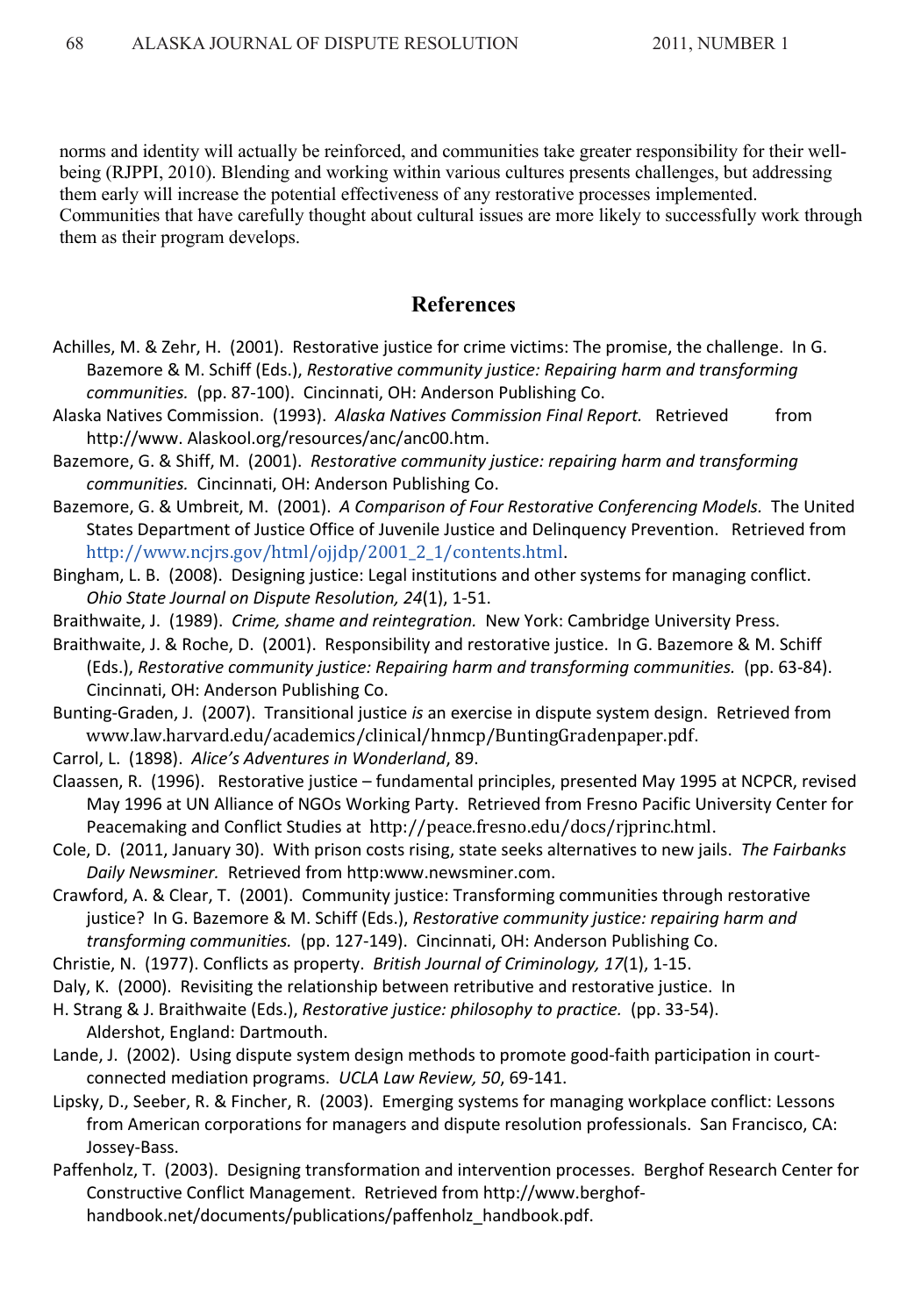norms and identity will actually be reinforced, and communities take greater responsibility for their well-being (RJPPI, 2010). Blending and working within various cultures presents challenges, but addressing them early will increase the potential effectiveness of any restorative processes implemented. Communities that have carefully thought about cultural issues are more likely to successfully work through them as their program develops.

## References

Achilles, M. & Zehr, H. (2001). Restorative justice for crime victims: The promise, the challenge. In G. Bazemore & M. Schiff (Eds.), *Restorative community justice: Repairing harm and transforming communities.* (pp. 87-100). Cincinnati, OH: Anderson Publishing Co.

Alaska Natives Commission. (1993). *Alaska Natives Commission Final Report.* Retrieved from http://www. Alaskool.org/resources/anc/anc00.htm.

Bazemore, G. & Shiff, M. (2001). *Restorative community justice: repairing harm and transforming communities.* Cincinnati, OH: Anderson Publishing Co.

Bazemore, G. & Umbreit, M. (2001). *A Comparison of Four Restorative Conferencing Models.* The United States Department of Justice Office of Juvenile Justice and Delinquency Prevention. Retrieved from http://www.ncjrs.gov/html/ojjdp/2001_2_1/contents.html.

Bingham, L. B. (2008). Designing justice: Legal institutions and other systems for managing conflict. *Ohio State Journal on Dispute Resolution, 24*(1), 1-51.

Braithwaite, J. (1989). *Crime, shame and reintegration.* New York: Cambridge University Press.

Braithwaite, J. & Roche, D. (2001). Responsibility and restorative justice. In G. Bazemore & M. Schiff (Eds.), *Restorative community justice: Repairing harm and transforming communities.* (pp. 63-84). Cincinnati, OH: Anderson Publishing Co.

Bunting-Graden, J. (2007). Transitional justice *is* an exercise in dispute system design. Retrieved from www.law.harvard.edu/academics/clinical/hnmcp/BuntingGradenpaper.pdf.

Carrol, L. (1898). *Alice's Adventures in Wonderland*, 89.

Claassen, R. (1996). Restorative justice – fundamental principles, presented May 1995 at NCPCR, revised May 1996 at UN Alliance of NGOs Working Party. Retrieved from Fresno Pacific University Center for Peacemaking and Conflict Studies at http://peace.fresno.edu/docs/rjprinc.html.

Cole, D. (2011, January 30). With prison costs rising, state seeks alternatives to new jails. *The Fairbanks Daily Newsminer.* Retrieved from http:www.newsminer.com.

Crawford, A. & Clear, T. (2001). Community justice: Transforming communities through restorative justice? In G. Bazemore & M. Schiff (Eds.), *Restorative community justice: repairing harm and transforming communities.* (pp. 127-149). Cincinnati, OH: Anderson Publishing Co.

Christie, N. (1977). Conflicts as property. *British Journal of Criminology, 17*(1), 1-15.

Daly, K. (2000). Revisiting the relationship between retributive and restorative justice. In H. Strang & J. Braithwaite (Eds.), *Restorative justice: philosophy to practice.* (pp. 33-54). Aldershot, England: Dartmouth.

Lande, J. (2002). Using dispute system design methods to promote good-faith participation in court-connected mediation programs. *UCLA Law Review, 50*, 69-141.

Lipsky, D., Seeber, R. & Fincher, R. (2003). Emerging systems for managing workplace conflict: Lessons from American corporations for managers and dispute resolution professionals. San Francisco, CA: Jossey-Bass.

Paffenholz, T. (2003). Designing transformation and intervention processes. Berghof Research Center for Constructive Conflict Management. Retrieved from http://www.berghof-handbook.net/documents/publications/paffenholz_handbook.pdf.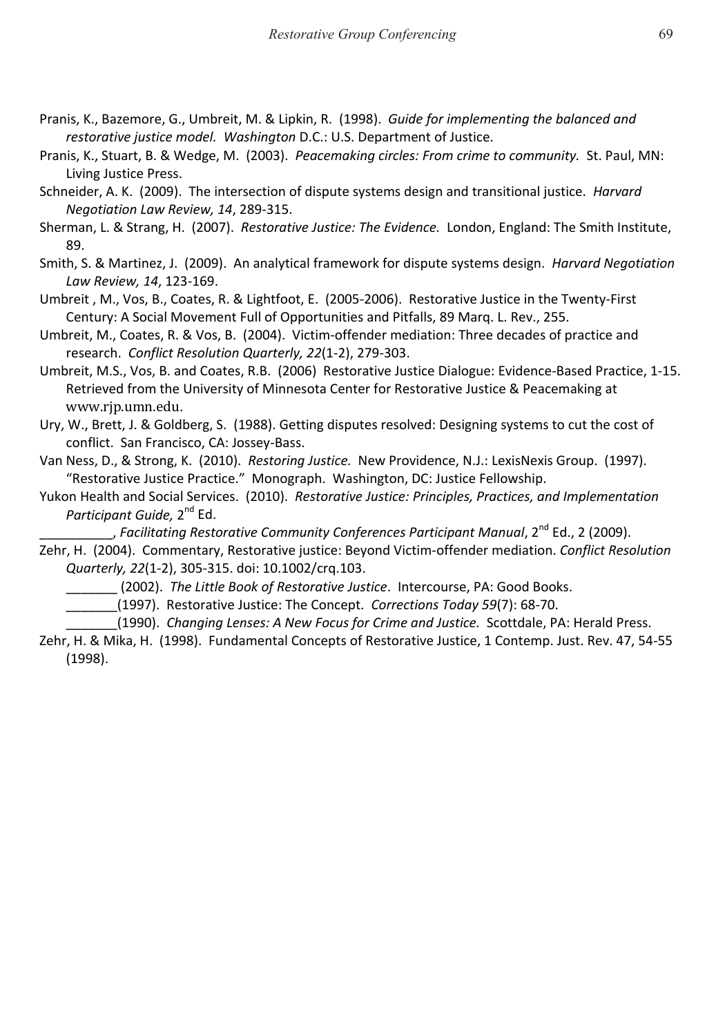Pranis, K., Bazemore, G., Umbreit, M. & Lipkin, R. (1998). *Guide for implementing the balanced and restorative justice model. Washington* D.C.: U.S. Department of Justice.

Pranis, K., Stuart, B. & Wedge, M. (2003). *Peacemaking circles: From crime to community.* St. Paul, MN: Living Justice Press.

Schneider, A. K. (2009). The intersection of dispute systems design and transitional justice. *Harvard Negotiation Law Review, 14*, 289-315.

Sherman, L. & Strang, H. (2007). *Restorative Justice: The Evidence.* London, England: The Smith Institute, 89.

Smith, S. & Martinez, J. (2009). An analytical framework for dispute systems design. *Harvard Negotiation Law Review, 14*, 123-169.

Umbreit , M., Vos, B., Coates, R. & Lightfoot, E. (2005-2006). Restorative Justice in the Twenty-First Century: A Social Movement Full of Opportunities and Pitfalls, 89 Marq. L. Rev., 255.

Umbreit, M., Coates, R. & Vos, B. (2004). Victim-offender mediation: Three decades of practice and research. *Conflict Resolution Quarterly, 22*(1-2), 279-303.

Umbreit, M.S., Vos, B. and Coates, R.B. (2006) Restorative Justice Dialogue: Evidence-Based Practice, 1-15. Retrieved from the University of Minnesota Center for Restorative Justice & Peacemaking at www.rjp.umn.edu.

Ury, W., Brett, J. & Goldberg, S. (1988). Getting disputes resolved: Designing systems to cut the cost of conflict. San Francisco, CA: Jossey-Bass.

Van Ness, D., & Strong, K. (2010). *Restoring Justice.* New Providence, N.J.: LexisNexis Group. (1997). "Restorative Justice Practice." Monograph. Washington, DC: Justice Fellowship.

Yukon Health and Social Services. (2010). *Restorative Justice: Principles, Practices, and Implementation Participant Guide,* 2nd Ed.

__________, *Facilitating Restorative Community Conferences Participant Manual*, 2nd Ed., 2 (2009).

Zehr, H. (2004). Commentary, Restorative justice: Beyond Victim-offender mediation. *Conflict Resolution Quarterly, 22*(1-2), 305-315. doi: 10.1002/crq.103.

_______ (2002). *The Little Book of Restorative Justice*. Intercourse, PA: Good Books.

_______(1997). Restorative Justice: The Concept. *Corrections Today 59*(7): 68-70.

_______(1990). *Changing Lenses: A New Focus for Crime and Justice.* Scottdale, PA: Herald Press.

Zehr, H. & Mika, H. (1998). Fundamental Concepts of Restorative Justice, 1 Contemp. Just. Rev. 47, 54-55 (1998).